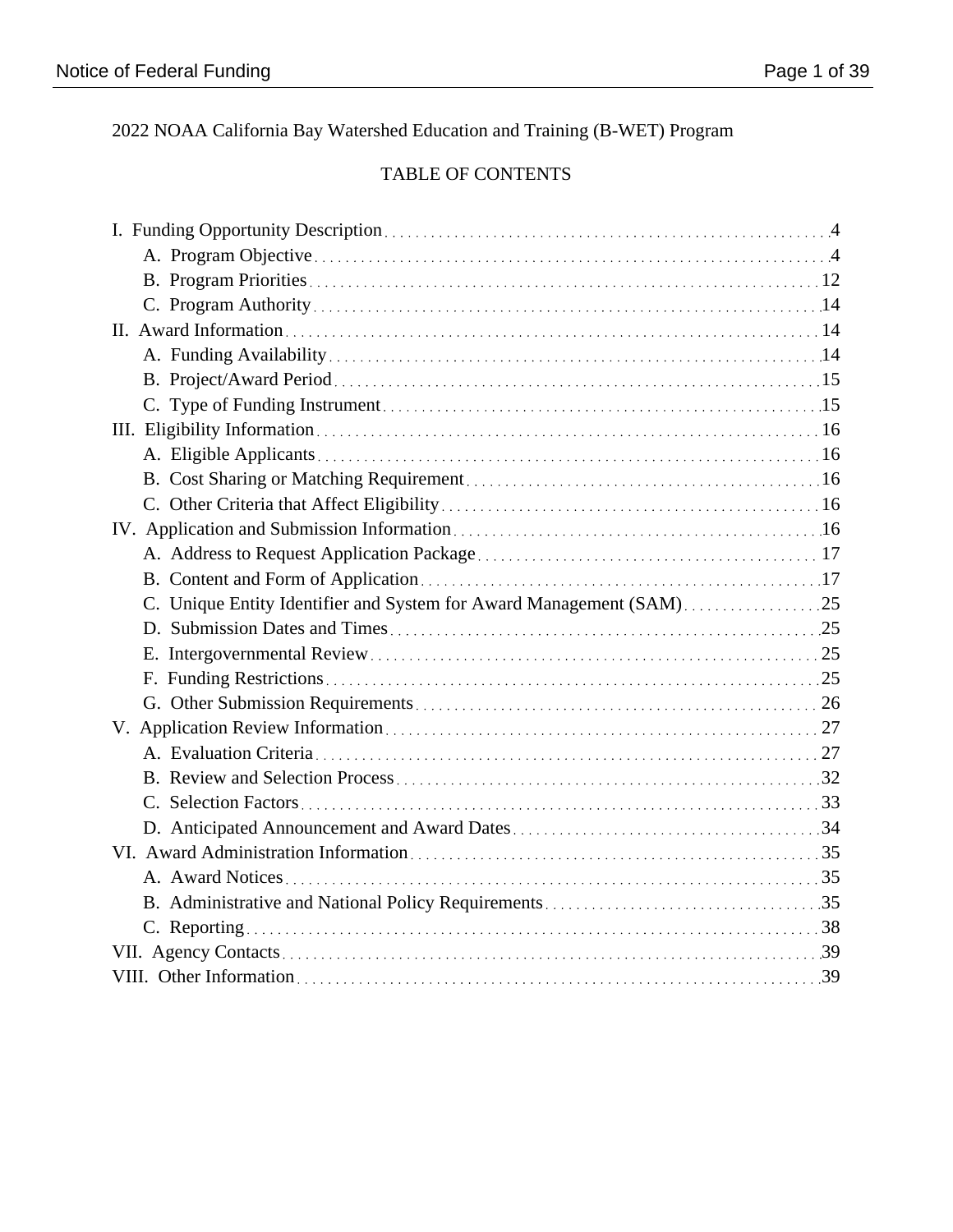2022 NOAA California Bay Watershed Education and Training (B-WET) Program

## TABLE OF CONTENTS

- I. Funding Opportunity Description ... 4
  - A. Program Objective ... 4
  - B. Program Priorities ... 12
  - C. Program Authority ... 14
- II. Award Information ... 14
  - A. Funding Availability ... 14
  - B. Project/Award Period ... 15
  - C. Type of Funding Instrument ... 15
- III. Eligibility Information ... 16
  - A. Eligible Applicants ... 16
  - B. Cost Sharing or Matching Requirement ... 16
  - C. Other Criteria that Affect Eligibility ... 16
- IV. Application and Submission Information ... 16
  - A. Address to Request Application Package ... 17
  - B. Content and Form of Application ... 17
  - C. Unique Entity Identifier and System for Award Management (SAM) ... 25
  - D. Submission Dates and Times ... 25
  - E. Intergovernmental Review ... 25
  - F. Funding Restrictions ... 25
  - G. Other Submission Requirements ... 26
- V. Application Review Information ... 27
  - A. Evaluation Criteria ... 27
  - B. Review and Selection Process ... 32
  - C. Selection Factors ... 33
  - D. Anticipated Announcement and Award Dates ... 34
- VI. Award Administration Information ... 35
  - A. Award Notices ... 35
  - B. Administrative and National Policy Requirements ... 35
  - C. Reporting ... 38
- VII. Agency Contacts ... 39
- VIII. Other Information ... 39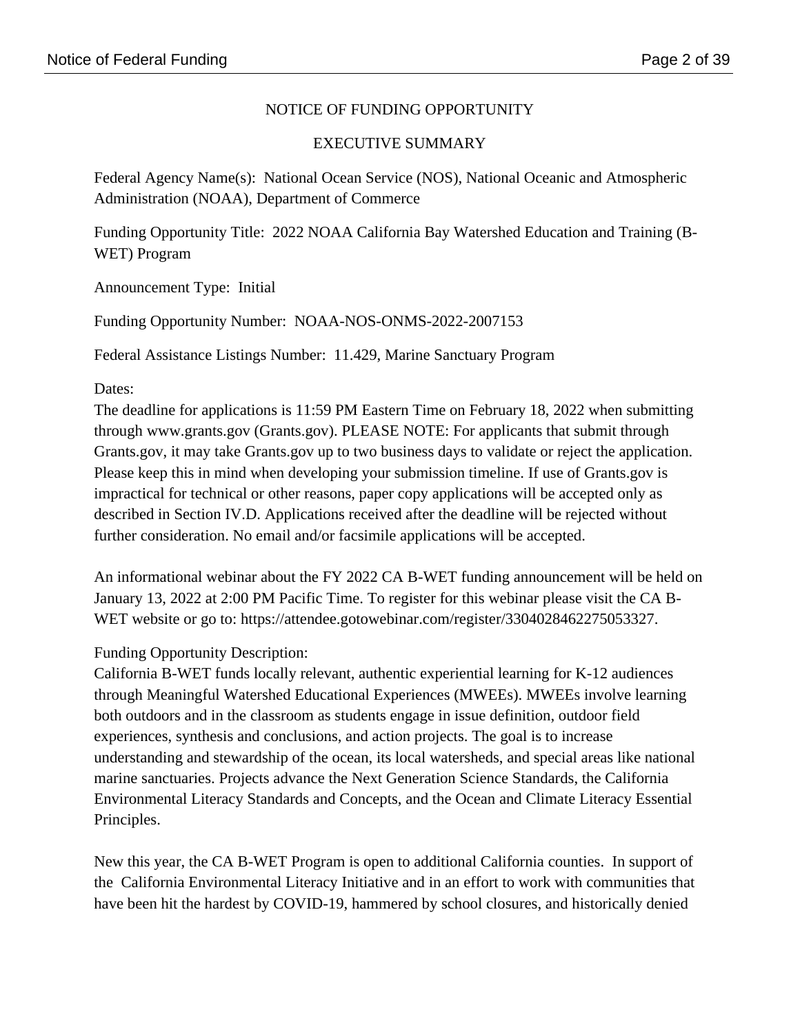NOTICE OF FUNDING OPPORTUNITY

EXECUTIVE SUMMARY

Federal Agency Name(s): National Ocean Service (NOS), National Oceanic and Atmospheric Administration (NOAA), Department of Commerce

Funding Opportunity Title: 2022 NOAA California Bay Watershed Education and Training (B-WET) Program

Announcement Type: Initial

Funding Opportunity Number: NOAA-NOS-ONMS-2022-2007153

Federal Assistance Listings Number: 11.429, Marine Sanctuary Program

Dates:
The deadline for applications is 11:59 PM Eastern Time on February 18, 2022 when submitting through www.grants.gov (Grants.gov). PLEASE NOTE: For applicants that submit through Grants.gov, it may take Grants.gov up to two business days to validate or reject the application. Please keep this in mind when developing your submission timeline. If use of Grants.gov is impractical for technical or other reasons, paper copy applications will be accepted only as described in Section IV.D. Applications received after the deadline will be rejected without further consideration. No email and/or facsimile applications will be accepted.

An informational webinar about the FY 2022 CA B-WET funding announcement will be held on January 13, 2022 at 2:00 PM Pacific Time. To register for this webinar please visit the CA B-WET website or go to: https://attendee.gotowebinar.com/register/3304028462275053327.

Funding Opportunity Description:
California B-WET funds locally relevant, authentic experiential learning for K-12 audiences through Meaningful Watershed Educational Experiences (MWEEs). MWEEs involve learning both outdoors and in the classroom as students engage in issue definition, outdoor field experiences, synthesis and conclusions, and action projects. The goal is to increase understanding and stewardship of the ocean, its local watersheds, and special areas like national marine sanctuaries. Projects advance the Next Generation Science Standards, the California Environmental Literacy Standards and Concepts, and the Ocean and Climate Literacy Essential Principles.

New this year, the CA B-WET Program is open to additional California counties. In support of the California Environmental Literacy Initiative and in an effort to work with communities that have been hit the hardest by COVID-19, hammered by school closures, and historically denied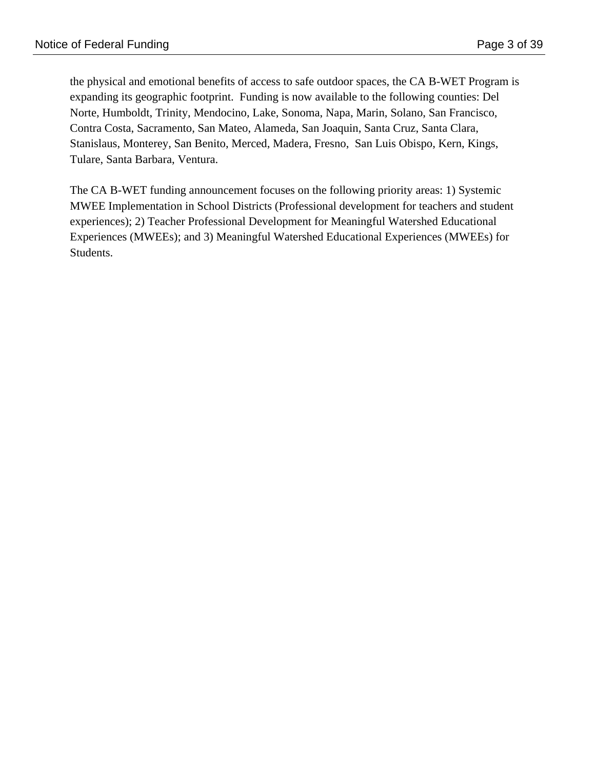the physical and emotional benefits of access to safe outdoor spaces, the CA B-WET Program is expanding its geographic footprint. Funding is now available to the following counties: Del Norte, Humboldt, Trinity, Mendocino, Lake, Sonoma, Napa, Marin, Solano, San Francisco, Contra Costa, Sacramento, San Mateo, Alameda, San Joaquin, Santa Cruz, Santa Clara, Stanislaus, Monterey, San Benito, Merced, Madera, Fresno, San Luis Obispo, Kern, Kings, Tulare, Santa Barbara, Ventura.

The CA B-WET funding announcement focuses on the following priority areas: 1) Systemic MWEE Implementation in School Districts (Professional development for teachers and student experiences); 2) Teacher Professional Development for Meaningful Watershed Educational Experiences (MWEEs); and 3) Meaningful Watershed Educational Experiences (MWEEs) for Students.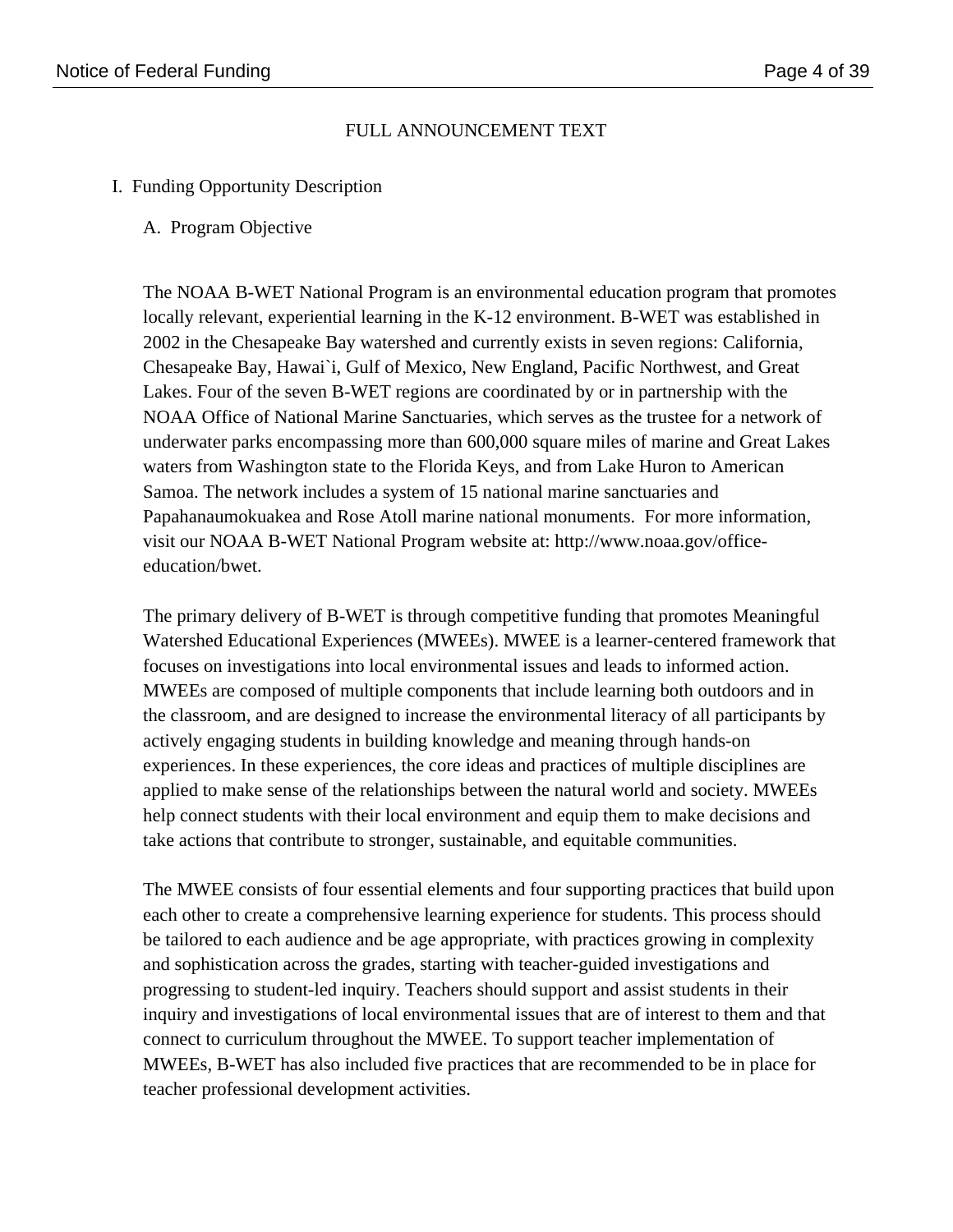# FULL ANNOUNCEMENT TEXT

## I. Funding Opportunity Description

### A. Program Objective

The NOAA B-WET National Program is an environmental education program that promotes locally relevant, experiential learning in the K-12 environment. B-WET was established in 2002 in the Chesapeake Bay watershed and currently exists in seven regions: California, Chesapeake Bay, Hawai`i, Gulf of Mexico, New England, Pacific Northwest, and Great Lakes. Four of the seven B-WET regions are coordinated by or in partnership with the NOAA Office of National Marine Sanctuaries, which serves as the trustee for a network of underwater parks encompassing more than 600,000 square miles of marine and Great Lakes waters from Washington state to the Florida Keys, and from Lake Huron to American Samoa. The network includes a system of 15 national marine sanctuaries and Papahanaumokuakea and Rose Atoll marine national monuments. For more information, visit our NOAA B-WET National Program website at: http://www.noaa.gov/office-education/bwet.

The primary delivery of B-WET is through competitive funding that promotes Meaningful Watershed Educational Experiences (MWEEs). MWEE is a learner-centered framework that focuses on investigations into local environmental issues and leads to informed action. MWEEs are composed of multiple components that include learning both outdoors and in the classroom, and are designed to increase the environmental literacy of all participants by actively engaging students in building knowledge and meaning through hands-on experiences. In these experiences, the core ideas and practices of multiple disciplines are applied to make sense of the relationships between the natural world and society. MWEEs help connect students with their local environment and equip them to make decisions and take actions that contribute to stronger, sustainable, and equitable communities.

The MWEE consists of four essential elements and four supporting practices that build upon each other to create a comprehensive learning experience for students. This process should be tailored to each audience and be age appropriate, with practices growing in complexity and sophistication across the grades, starting with teacher-guided investigations and progressing to student-led inquiry. Teachers should support and assist students in their inquiry and investigations of local environmental issues that are of interest to them and that connect to curriculum throughout the MWEE. To support teacher implementation of MWEEs, B-WET has also included five practices that are recommended to be in place for teacher professional development activities.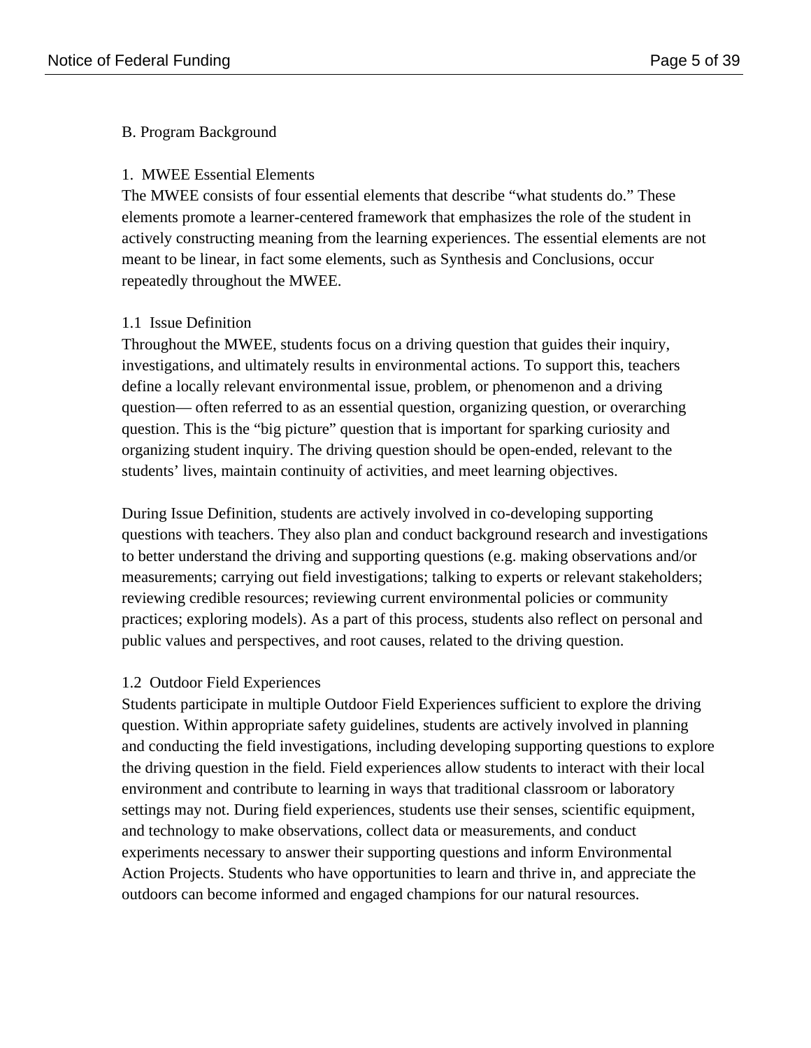## B. Program Background

### 1. MWEE Essential Elements

The MWEE consists of four essential elements that describe “what students do.” These elements promote a learner-centered framework that emphasizes the role of the student in actively constructing meaning from the learning experiences. The essential elements are not meant to be linear, in fact some elements, such as Synthesis and Conclusions, occur repeatedly throughout the MWEE.

#### 1.1 Issue Definition

Throughout the MWEE, students focus on a driving question that guides their inquiry, investigations, and ultimately results in environmental actions. To support this, teachers define a locally relevant environmental issue, problem, or phenomenon and a driving question— often referred to as an essential question, organizing question, or overarching question. This is the “big picture” question that is important for sparking curiosity and organizing student inquiry. The driving question should be open-ended, relevant to the students’ lives, maintain continuity of activities, and meet learning objectives.

During Issue Definition, students are actively involved in co-developing supporting questions with teachers. They also plan and conduct background research and investigations to better understand the driving and supporting questions (e.g. making observations and/or measurements; carrying out field investigations; talking to experts or relevant stakeholders; reviewing credible resources; reviewing current environmental policies or community practices; exploring models). As a part of this process, students also reflect on personal and public values and perspectives, and root causes, related to the driving question.

#### 1.2 Outdoor Field Experiences

Students participate in multiple Outdoor Field Experiences sufficient to explore the driving question. Within appropriate safety guidelines, students are actively involved in planning and conducting the field investigations, including developing supporting questions to explore the driving question in the field. Field experiences allow students to interact with their local environment and contribute to learning in ways that traditional classroom or laboratory settings may not. During field experiences, students use their senses, scientific equipment, and technology to make observations, collect data or measurements, and conduct experiments necessary to answer their supporting questions and inform Environmental Action Projects. Students who have opportunities to learn and thrive in, and appreciate the outdoors can become informed and engaged champions for our natural resources.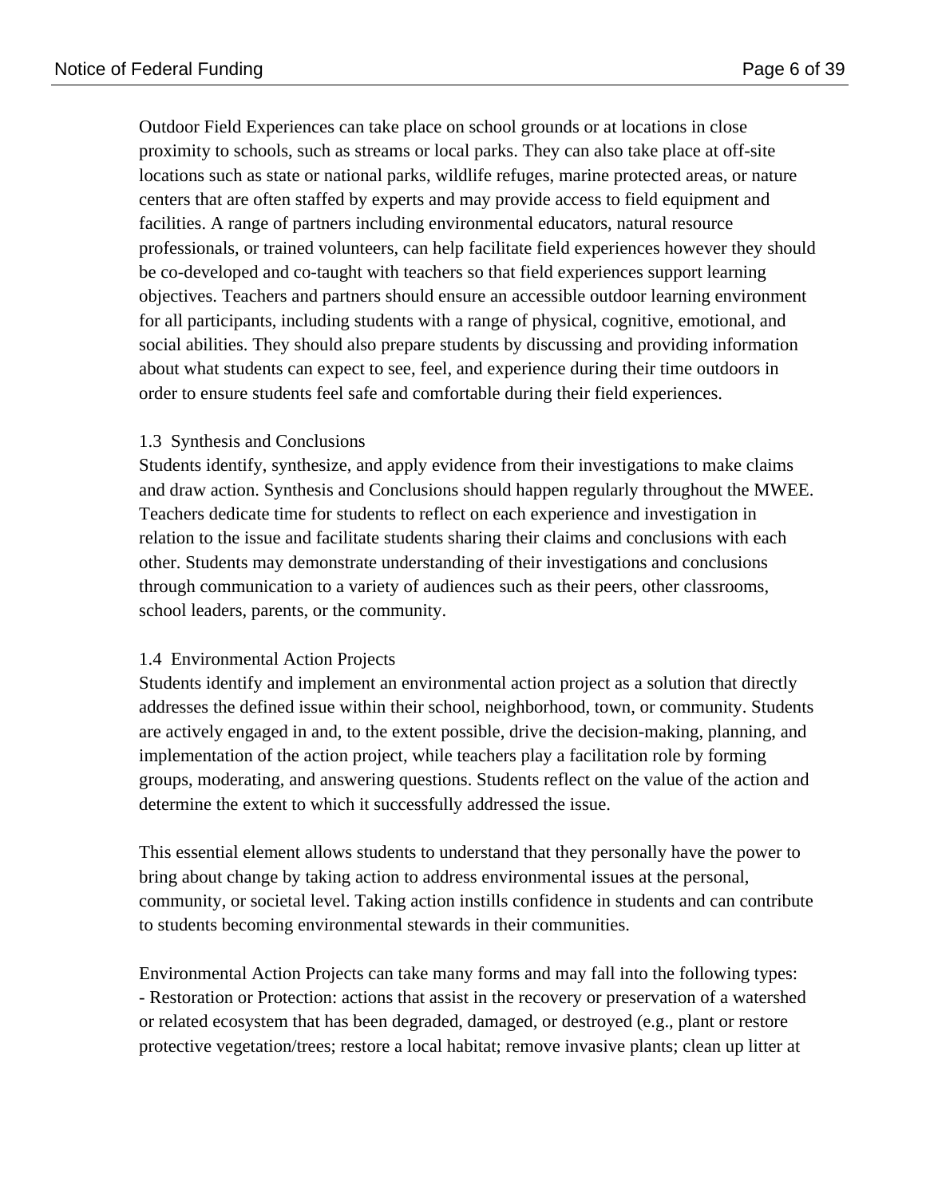Outdoor Field Experiences can take place on school grounds or at locations in close proximity to schools, such as streams or local parks. They can also take place at off-site locations such as state or national parks, wildlife refuges, marine protected areas, or nature centers that are often staffed by experts and may provide access to field equipment and facilities. A range of partners including environmental educators, natural resource professionals, or trained volunteers, can help facilitate field experiences however they should be co-developed and co-taught with teachers so that field experiences support learning objectives. Teachers and partners should ensure an accessible outdoor learning environment for all participants, including students with a range of physical, cognitive, emotional, and social abilities. They should also prepare students by discussing and providing information about what students can expect to see, feel, and experience during their time outdoors in order to ensure students feel safe and comfortable during their field experiences.

### 1.3 Synthesis and Conclusions

Students identify, synthesize, and apply evidence from their investigations to make claims and draw action. Synthesis and Conclusions should happen regularly throughout the MWEE. Teachers dedicate time for students to reflect on each experience and investigation in relation to the issue and facilitate students sharing their claims and conclusions with each other. Students may demonstrate understanding of their investigations and conclusions through communication to a variety of audiences such as their peers, other classrooms, school leaders, parents, or the community.

### 1.4 Environmental Action Projects

Students identify and implement an environmental action project as a solution that directly addresses the defined issue within their school, neighborhood, town, or community. Students are actively engaged in and, to the extent possible, drive the decision-making, planning, and implementation of the action project, while teachers play a facilitation role by forming groups, moderating, and answering questions. Students reflect on the value of the action and determine the extent to which it successfully addressed the issue.

This essential element allows students to understand that they personally have the power to bring about change by taking action to address environmental issues at the personal, community, or societal level. Taking action instills confidence in students and can contribute to students becoming environmental stewards in their communities.

Environmental Action Projects can take many forms and may fall into the following types:

- Restoration or Protection: actions that assist in the recovery or preservation of a watershed or related ecosystem that has been degraded, damaged, or destroyed (e.g., plant or restore protective vegetation/trees; restore a local habitat; remove invasive plants; clean up litter at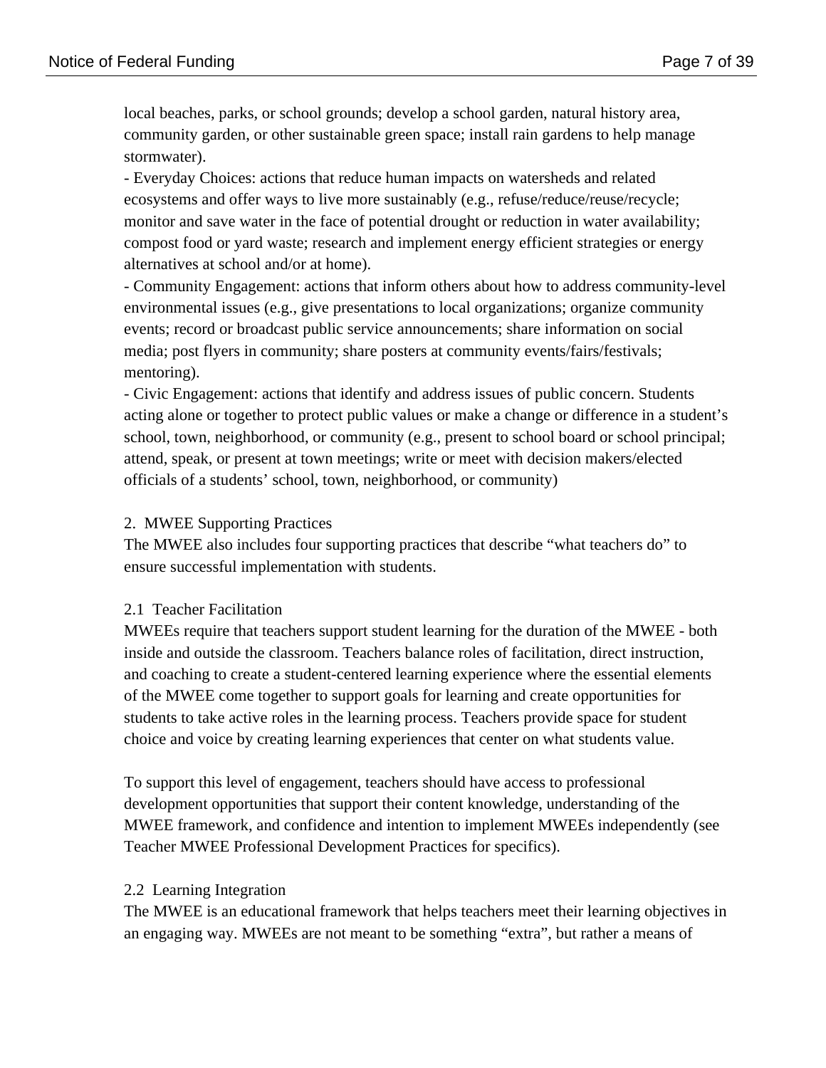local beaches, parks, or school grounds; develop a school garden, natural history area, community garden, or other sustainable green space; install rain gardens to help manage stormwater).

- Everyday Choices: actions that reduce human impacts on watersheds and related ecosystems and offer ways to live more sustainably (e.g., refuse/reduce/reuse/recycle; monitor and save water in the face of potential drought or reduction in water availability; compost food or yard waste; research and implement energy efficient strategies or energy alternatives at school and/or at home).
- Community Engagement: actions that inform others about how to address community-level environmental issues (e.g., give presentations to local organizations; organize community events; record or broadcast public service announcements; share information on social media; post flyers in community; share posters at community events/fairs/festivals; mentoring).
- Civic Engagement: actions that identify and address issues of public concern. Students acting alone or together to protect public values or make a change or difference in a student's school, town, neighborhood, or community (e.g., present to school board or school principal; attend, speak, or present at town meetings; write or meet with decision makers/elected officials of a students' school, town, neighborhood, or community)

## 2. MWEE Supporting Practices

The MWEE also includes four supporting practices that describe "what teachers do" to ensure successful implementation with students.

### 2.1 Teacher Facilitation

MWEEs require that teachers support student learning for the duration of the MWEE - both inside and outside the classroom. Teachers balance roles of facilitation, direct instruction, and coaching to create a student-centered learning experience where the essential elements of the MWEE come together to support goals for learning and create opportunities for students to take active roles in the learning process. Teachers provide space for student choice and voice by creating learning experiences that center on what students value.

To support this level of engagement, teachers should have access to professional development opportunities that support their content knowledge, understanding of the MWEE framework, and confidence and intention to implement MWEEs independently (see Teacher MWEE Professional Development Practices for specifics).

### 2.2 Learning Integration

The MWEE is an educational framework that helps teachers meet their learning objectives in an engaging way. MWEEs are not meant to be something "extra", but rather a means of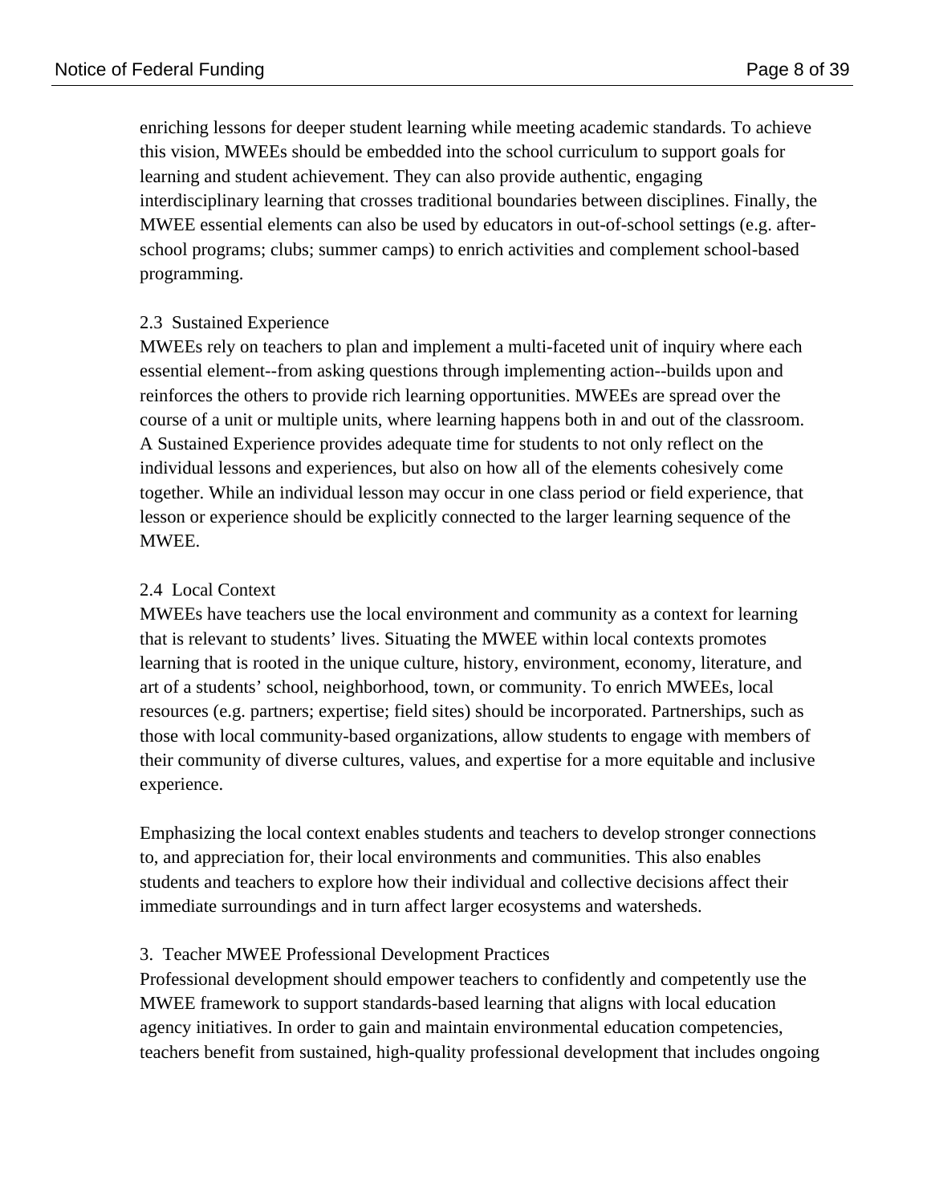enriching lessons for deeper student learning while meeting academic standards. To achieve this vision, MWEEs should be embedded into the school curriculum to support goals for learning and student achievement. They can also provide authentic, engaging interdisciplinary learning that crosses traditional boundaries between disciplines. Finally, the MWEE essential elements can also be used by educators in out-of-school settings (e.g. after-school programs; clubs; summer camps) to enrich activities and complement school-based programming.

### 2.3 Sustained Experience

MWEEs rely on teachers to plan and implement a multi-faceted unit of inquiry where each essential element--from asking questions through implementing action--builds upon and reinforces the others to provide rich learning opportunities. MWEEs are spread over the course of a unit or multiple units, where learning happens both in and out of the classroom. A Sustained Experience provides adequate time for students to not only reflect on the individual lessons and experiences, but also on how all of the elements cohesively come together. While an individual lesson may occur in one class period or field experience, that lesson or experience should be explicitly connected to the larger learning sequence of the MWEE.

### 2.4 Local Context

MWEEs have teachers use the local environment and community as a context for learning that is relevant to students' lives. Situating the MWEE within local contexts promotes learning that is rooted in the unique culture, history, environment, economy, literature, and art of a students' school, neighborhood, town, or community. To enrich MWEEs, local resources (e.g. partners; expertise; field sites) should be incorporated. Partnerships, such as those with local community-based organizations, allow students to engage with members of their community of diverse cultures, values, and expertise for a more equitable and inclusive experience.

Emphasizing the local context enables students and teachers to develop stronger connections to, and appreciation for, their local environments and communities. This also enables students and teachers to explore how their individual and collective decisions affect their immediate surroundings and in turn affect larger ecosystems and watersheds.

## 3. Teacher MWEE Professional Development Practices

Professional development should empower teachers to confidently and competently use the MWEE framework to support standards-based learning that aligns with local education agency initiatives. In order to gain and maintain environmental education competencies, teachers benefit from sustained, high-quality professional development that includes ongoing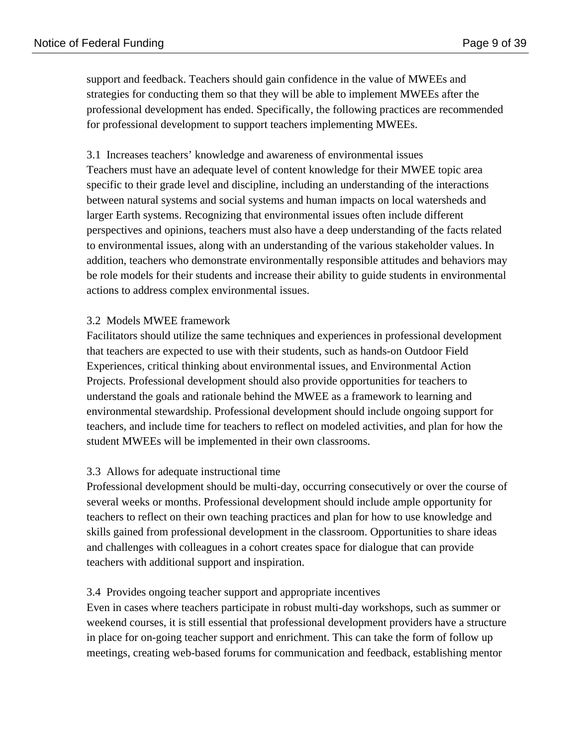support and feedback. Teachers should gain confidence in the value of MWEEs and strategies for conducting them so that they will be able to implement MWEEs after the professional development has ended. Specifically, the following practices are recommended for professional development to support teachers implementing MWEEs.

### 3.1 Increases teachers' knowledge and awareness of environmental issues

Teachers must have an adequate level of content knowledge for their MWEE topic area specific to their grade level and discipline, including an understanding of the interactions between natural systems and social systems and human impacts on local watersheds and larger Earth systems. Recognizing that environmental issues often include different perspectives and opinions, teachers must also have a deep understanding of the facts related to environmental issues, along with an understanding of the various stakeholder values. In addition, teachers who demonstrate environmentally responsible attitudes and behaviors may be role models for their students and increase their ability to guide students in environmental actions to address complex environmental issues.

### 3.2 Models MWEE framework

Facilitators should utilize the same techniques and experiences in professional development that teachers are expected to use with their students, such as hands-on Outdoor Field Experiences, critical thinking about environmental issues, and Environmental Action Projects. Professional development should also provide opportunities for teachers to understand the goals and rationale behind the MWEE as a framework to learning and environmental stewardship. Professional development should include ongoing support for teachers, and include time for teachers to reflect on modeled activities, and plan for how the student MWEEs will be implemented in their own classrooms.

### 3.3 Allows for adequate instructional time

Professional development should be multi-day, occurring consecutively or over the course of several weeks or months. Professional development should include ample opportunity for teachers to reflect on their own teaching practices and plan for how to use knowledge and skills gained from professional development in the classroom. Opportunities to share ideas and challenges with colleagues in a cohort creates space for dialogue that can provide teachers with additional support and inspiration.

### 3.4 Provides ongoing teacher support and appropriate incentives

Even in cases where teachers participate in robust multi-day workshops, such as summer or weekend courses, it is still essential that professional development providers have a structure in place for on-going teacher support and enrichment. This can take the form of follow up meetings, creating web-based forums for communication and feedback, establishing mentor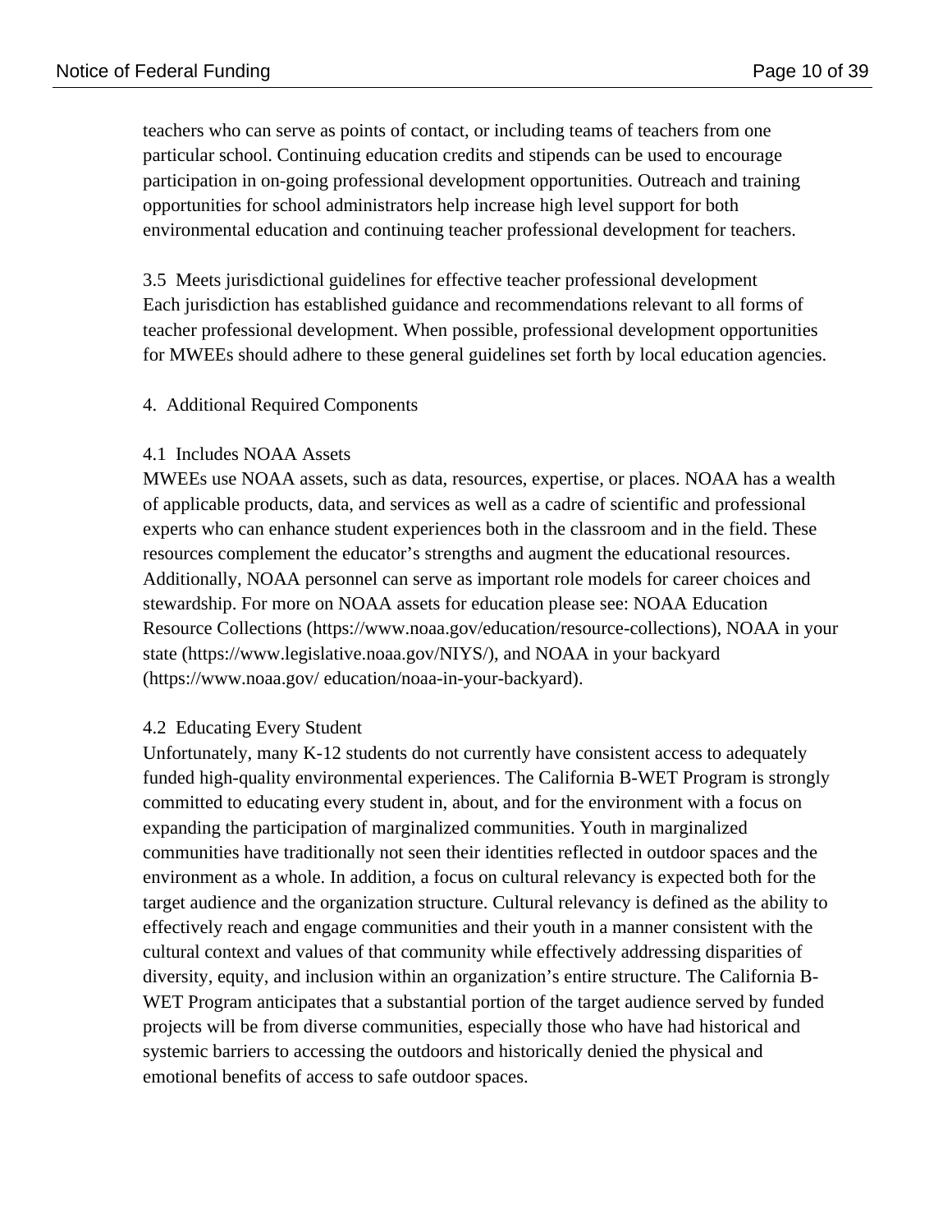teachers who can serve as points of contact, or including teams of teachers from one particular school. Continuing education credits and stipends can be used to encourage participation in on-going professional development opportunities. Outreach and training opportunities for school administrators help increase high level support for both environmental education and continuing teacher professional development for teachers.

### 3.5 Meets jurisdictional guidelines for effective teacher professional development

Each jurisdiction has established guidance and recommendations relevant to all forms of teacher professional development. When possible, professional development opportunities for MWEEs should adhere to these general guidelines set forth by local education agencies.

## 4. Additional Required Components

### 4.1 Includes NOAA Assets

MWEEs use NOAA assets, such as data, resources, expertise, or places. NOAA has a wealth of applicable products, data, and services as well as a cadre of scientific and professional experts who can enhance student experiences both in the classroom and in the field. These resources complement the educator's strengths and augment the educational resources. Additionally, NOAA personnel can serve as important role models for career choices and stewardship. For more on NOAA assets for education please see: NOAA Education Resource Collections (https://www.noaa.gov/education/resource-collections), NOAA in your state (https://www.legislative.noaa.gov/NIYS/), and NOAA in your backyard (https://www.noaa.gov/ education/noaa-in-your-backyard).

### 4.2 Educating Every Student

Unfortunately, many K-12 students do not currently have consistent access to adequately funded high-quality environmental experiences. The California B-WET Program is strongly committed to educating every student in, about, and for the environment with a focus on expanding the participation of marginalized communities. Youth in marginalized communities have traditionally not seen their identities reflected in outdoor spaces and the environment as a whole. In addition, a focus on cultural relevancy is expected both for the target audience and the organization structure. Cultural relevancy is defined as the ability to effectively reach and engage communities and their youth in a manner consistent with the cultural context and values of that community while effectively addressing disparities of diversity, equity, and inclusion within an organization's entire structure. The California B-WET Program anticipates that a substantial portion of the target audience served by funded projects will be from diverse communities, especially those who have had historical and systemic barriers to accessing the outdoors and historically denied the physical and emotional benefits of access to safe outdoor spaces.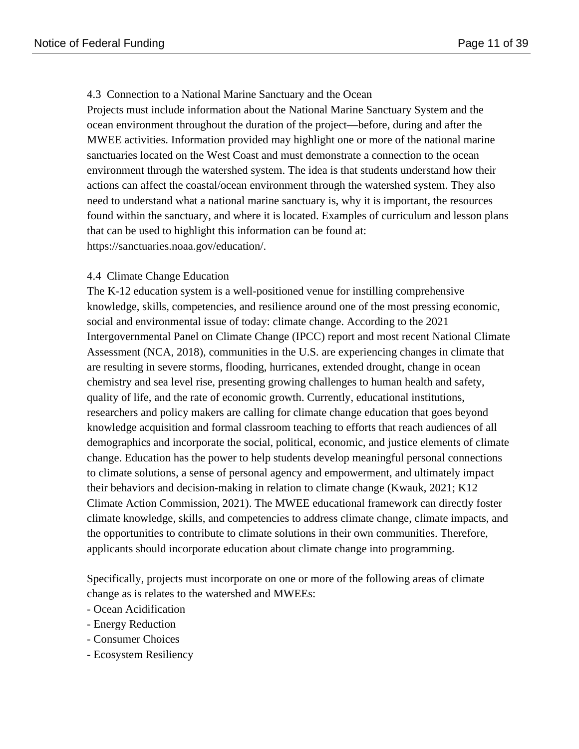### 4.3 Connection to a National Marine Sanctuary and the Ocean

Projects must include information about the National Marine Sanctuary System and the ocean environment throughout the duration of the project—before, during and after the MWEE activities. Information provided may highlight one or more of the national marine sanctuaries located on the West Coast and must demonstrate a connection to the ocean environment through the watershed system. The idea is that students understand how their actions can affect the coastal/ocean environment through the watershed system. They also need to understand what a national marine sanctuary is, why it is important, the resources found within the sanctuary, and where it is located. Examples of curriculum and lesson plans that can be used to highlight this information can be found at: https://sanctuaries.noaa.gov/education/.

### 4.4 Climate Change Education

The K-12 education system is a well-positioned venue for instilling comprehensive knowledge, skills, competencies, and resilience around one of the most pressing economic, social and environmental issue of today: climate change. According to the 2021 Intergovernmental Panel on Climate Change (IPCC) report and most recent National Climate Assessment (NCA, 2018), communities in the U.S. are experiencing changes in climate that are resulting in severe storms, flooding, hurricanes, extended drought, change in ocean chemistry and sea level rise, presenting growing challenges to human health and safety, quality of life, and the rate of economic growth. Currently, educational institutions, researchers and policy makers are calling for climate change education that goes beyond knowledge acquisition and formal classroom teaching to efforts that reach audiences of all demographics and incorporate the social, political, economic, and justice elements of climate change. Education has the power to help students develop meaningful personal connections to climate solutions, a sense of personal agency and empowerment, and ultimately impact their behaviors and decision-making in relation to climate change (Kwauk, 2021; K12 Climate Action Commission, 2021). The MWEE educational framework can directly foster climate knowledge, skills, and competencies to address climate change, climate impacts, and the opportunities to contribute to climate solutions in their own communities. Therefore, applicants should incorporate education about climate change into programming.

Specifically, projects must incorporate on one or more of the following areas of climate change as is relates to the watershed and MWEEs:

- Ocean Acidification
- Energy Reduction
- Consumer Choices
- Ecosystem Resiliency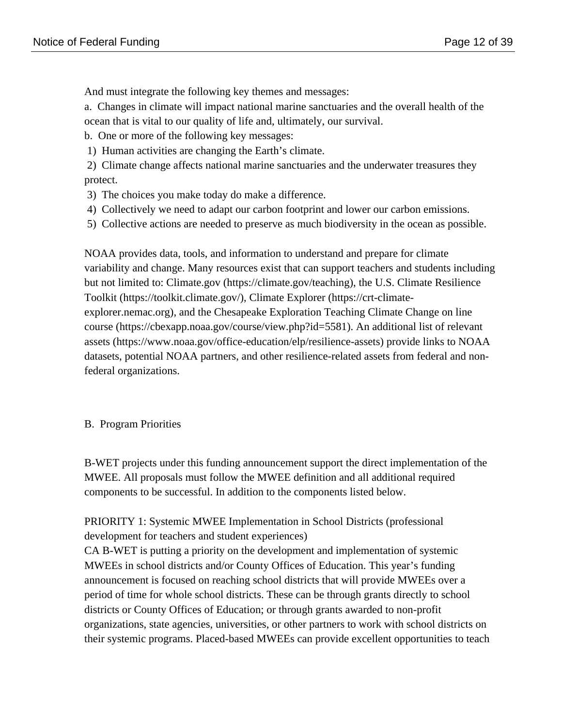And must integrate the following key themes and messages:

a. Changes in climate will impact national marine sanctuaries and the overall health of the ocean that is vital to our quality of life and, ultimately, our survival.

b. One or more of the following key messages:

1) Human activities are changing the Earth's climate.
2) Climate change affects national marine sanctuaries and the underwater treasures they protect.
3) The choices you make today do make a difference.
4) Collectively we need to adapt our carbon footprint and lower our carbon emissions.
5) Collective actions are needed to preserve as much biodiversity in the ocean as possible.

NOAA provides data, tools, and information to understand and prepare for climate variability and change. Many resources exist that can support teachers and students including but not limited to: Climate.gov (https://climate.gov/teaching), the U.S. Climate Resilience Toolkit (https://toolkit.climate.gov/), Climate Explorer (https://crt-climate-explorer.nemac.org), and the Chesapeake Exploration Teaching Climate Change on line course (https://cbexapp.noaa.gov/course/view.php?id=5581). An additional list of relevant assets (https://www.noaa.gov/office-education/elp/resilience-assets) provide links to NOAA datasets, potential NOAA partners, and other resilience-related assets from federal and non-federal organizations.

## B. Program Priorities

B-WET projects under this funding announcement support the direct implementation of the MWEE. All proposals must follow the MWEE definition and all additional required components to be successful. In addition to the components listed below.

PRIORITY 1: Systemic MWEE Implementation in School Districts (professional development for teachers and student experiences)

CA B-WET is putting a priority on the development and implementation of systemic MWEEs in school districts and/or County Offices of Education. This year's funding announcement is focused on reaching school districts that will provide MWEEs over a period of time for whole school districts. These can be through grants directly to school districts or County Offices of Education; or through grants awarded to non-profit organizations, state agencies, universities, or other partners to work with school districts on their systemic programs. Placed-based MWEEs can provide excellent opportunities to teach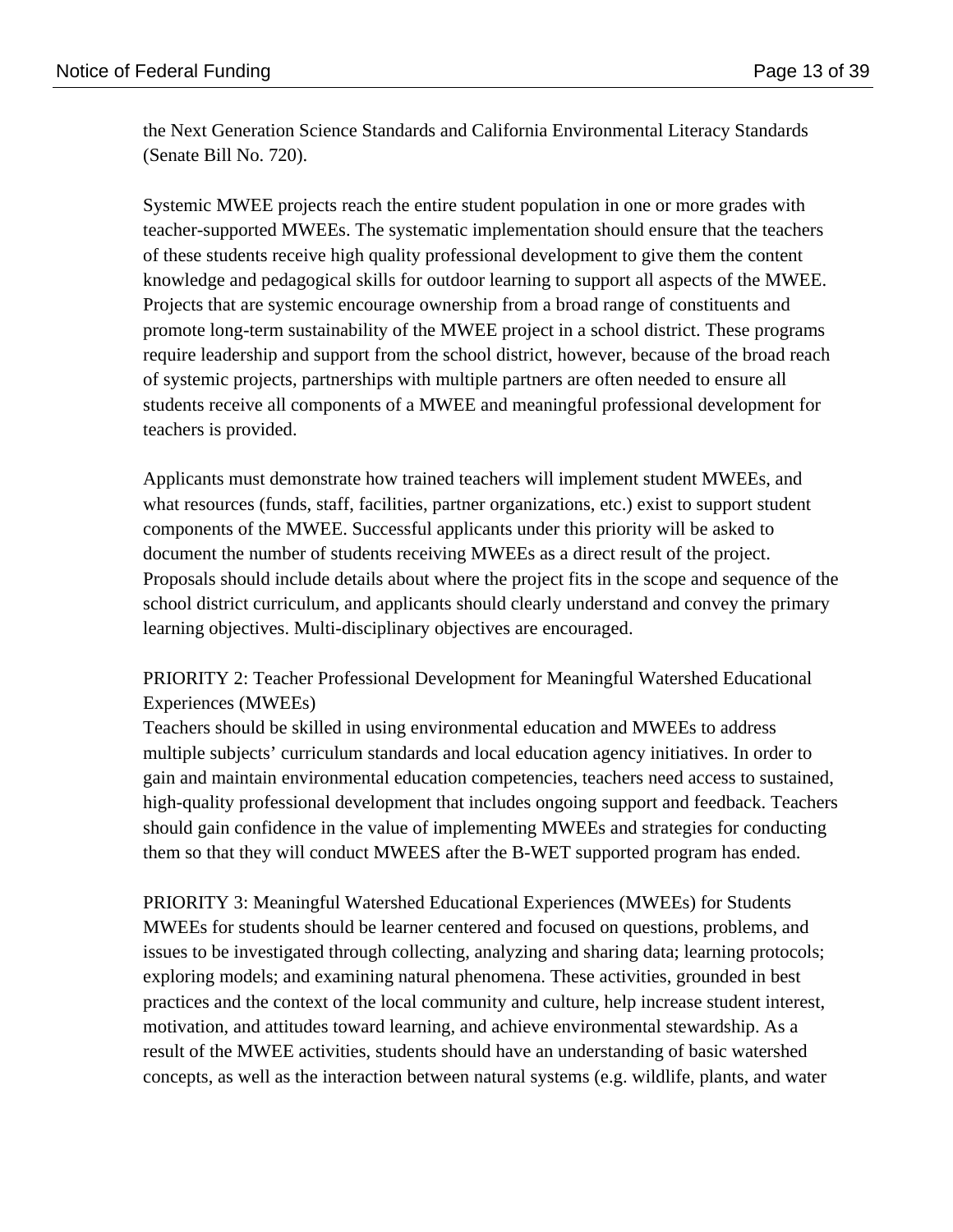the Next Generation Science Standards and California Environmental Literacy Standards (Senate Bill No. 720).

Systemic MWEE projects reach the entire student population in one or more grades with teacher-supported MWEEs. The systematic implementation should ensure that the teachers of these students receive high quality professional development to give them the content knowledge and pedagogical skills for outdoor learning to support all aspects of the MWEE. Projects that are systemic encourage ownership from a broad range of constituents and promote long-term sustainability of the MWEE project in a school district. These programs require leadership and support from the school district, however, because of the broad reach of systemic projects, partnerships with multiple partners are often needed to ensure all students receive all components of a MWEE and meaningful professional development for teachers is provided.

Applicants must demonstrate how trained teachers will implement student MWEEs, and what resources (funds, staff, facilities, partner organizations, etc.) exist to support student components of the MWEE. Successful applicants under this priority will be asked to document the number of students receiving MWEEs as a direct result of the project. Proposals should include details about where the project fits in the scope and sequence of the school district curriculum, and applicants should clearly understand and convey the primary learning objectives. Multi-disciplinary objectives are encouraged.

PRIORITY 2: Teacher Professional Development for Meaningful Watershed Educational Experiences (MWEEs)
Teachers should be skilled in using environmental education and MWEEs to address multiple subjects' curriculum standards and local education agency initiatives. In order to gain and maintain environmental education competencies, teachers need access to sustained, high-quality professional development that includes ongoing support and feedback. Teachers should gain confidence in the value of implementing MWEEs and strategies for conducting them so that they will conduct MWEES after the B-WET supported program has ended.

PRIORITY 3: Meaningful Watershed Educational Experiences (MWEEs) for Students
MWEEs for students should be learner centered and focused on questions, problems, and issues to be investigated through collecting, analyzing and sharing data; learning protocols; exploring models; and examining natural phenomena. These activities, grounded in best practices and the context of the local community and culture, help increase student interest, motivation, and attitudes toward learning, and achieve environmental stewardship. As a result of the MWEE activities, students should have an understanding of basic watershed concepts, as well as the interaction between natural systems (e.g. wildlife, plants, and water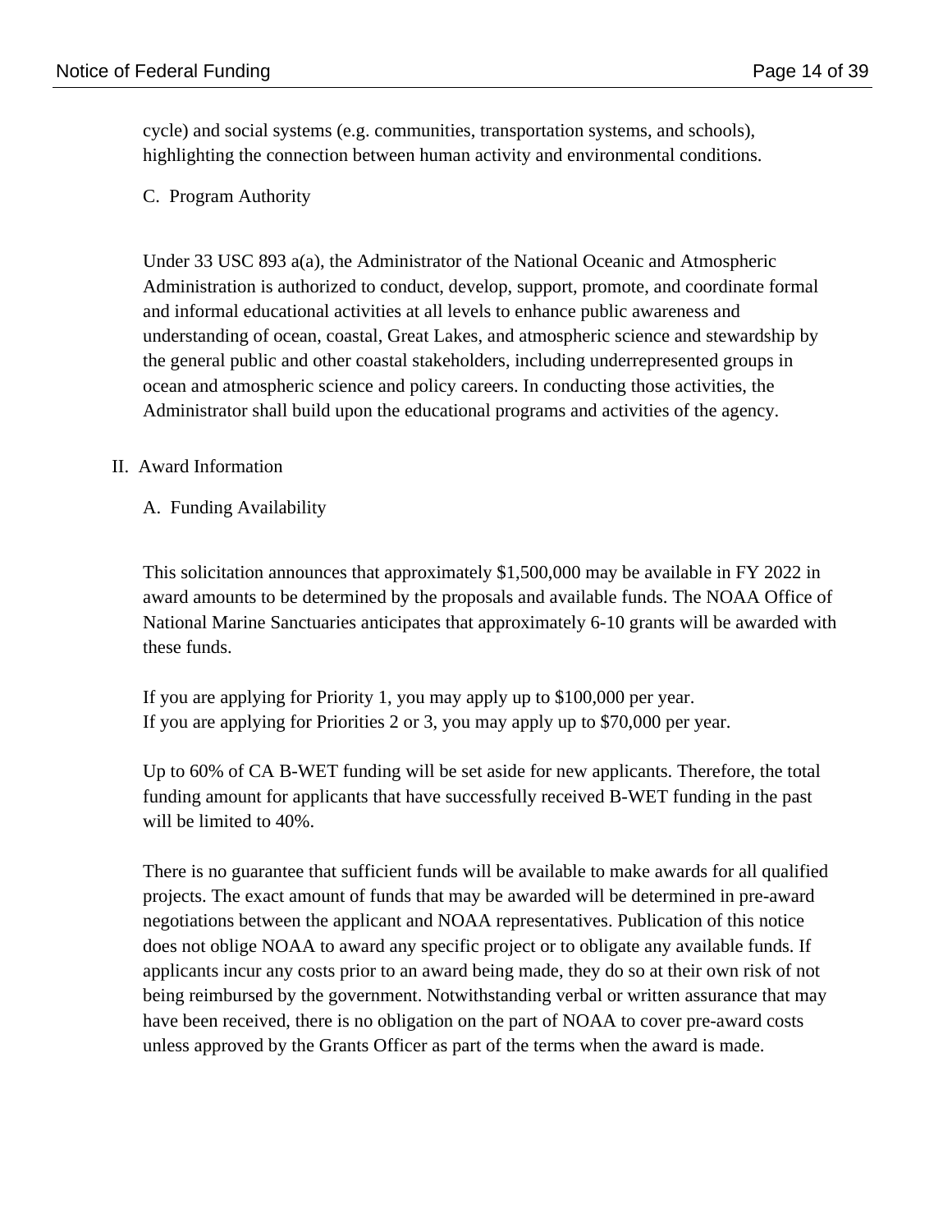cycle) and social systems (e.g. communities, transportation systems, and schools), highlighting the connection between human activity and environmental conditions.

### C. Program Authority

Under 33 USC 893 a(a), the Administrator of the National Oceanic and Atmospheric Administration is authorized to conduct, develop, support, promote, and coordinate formal and informal educational activities at all levels to enhance public awareness and understanding of ocean, coastal, Great Lakes, and atmospheric science and stewardship by the general public and other coastal stakeholders, including underrepresented groups in ocean and atmospheric science and policy careers. In conducting those activities, the Administrator shall build upon the educational programs and activities of the agency.

## II. Award Information

### A. Funding Availability

This solicitation announces that approximately $1,500,000 may be available in FY 2022 in award amounts to be determined by the proposals and available funds. The NOAA Office of National Marine Sanctuaries anticipates that approximately 6-10 grants will be awarded with these funds.

If you are applying for Priority 1, you may apply up to $100,000 per year.
If you are applying for Priorities 2 or 3, you may apply up to $70,000 per year.

Up to 60% of CA B-WET funding will be set aside for new applicants. Therefore, the total funding amount for applicants that have successfully received B-WET funding in the past will be limited to 40%.

There is no guarantee that sufficient funds will be available to make awards for all qualified projects. The exact amount of funds that may be awarded will be determined in pre-award negotiations between the applicant and NOAA representatives. Publication of this notice does not oblige NOAA to award any specific project or to obligate any available funds. If applicants incur any costs prior to an award being made, they do so at their own risk of not being reimbursed by the government. Notwithstanding verbal or written assurance that may have been received, there is no obligation on the part of NOAA to cover pre-award costs unless approved by the Grants Officer as part of the terms when the award is made.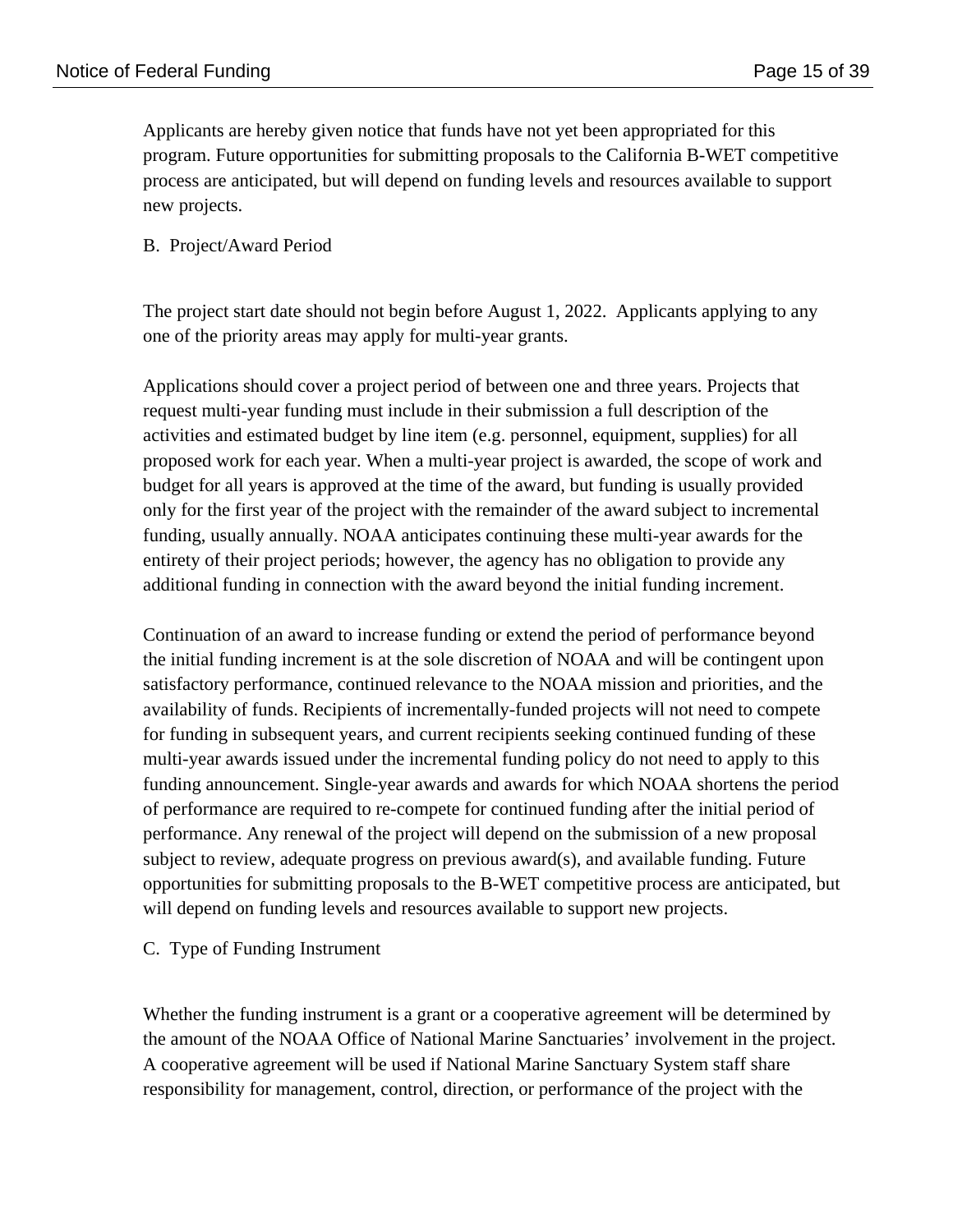Applicants are hereby given notice that funds have not yet been appropriated for this program. Future opportunities for submitting proposals to the California B-WET competitive process are anticipated, but will depend on funding levels and resources available to support new projects.

B. Project/Award Period

The project start date should not begin before August 1, 2022. Applicants applying to any one of the priority areas may apply for multi-year grants.

Applications should cover a project period of between one and three years. Projects that request multi-year funding must include in their submission a full description of the activities and estimated budget by line item (e.g. personnel, equipment, supplies) for all proposed work for each year. When a multi-year project is awarded, the scope of work and budget for all years is approved at the time of the award, but funding is usually provided only for the first year of the project with the remainder of the award subject to incremental funding, usually annually. NOAA anticipates continuing these multi-year awards for the entirety of their project periods; however, the agency has no obligation to provide any additional funding in connection with the award beyond the initial funding increment.

Continuation of an award to increase funding or extend the period of performance beyond the initial funding increment is at the sole discretion of NOAA and will be contingent upon satisfactory performance, continued relevance to the NOAA mission and priorities, and the availability of funds. Recipients of incrementally-funded projects will not need to compete for funding in subsequent years, and current recipients seeking continued funding of these multi-year awards issued under the incremental funding policy do not need to apply to this funding announcement. Single-year awards and awards for which NOAA shortens the period of performance are required to re-compete for continued funding after the initial period of performance. Any renewal of the project will depend on the submission of a new proposal subject to review, adequate progress on previous award(s), and available funding. Future opportunities for submitting proposals to the B-WET competitive process are anticipated, but will depend on funding levels and resources available to support new projects.

C. Type of Funding Instrument

Whether the funding instrument is a grant or a cooperative agreement will be determined by the amount of the NOAA Office of National Marine Sanctuaries' involvement in the project. A cooperative agreement will be used if National Marine Sanctuary System staff share responsibility for management, control, direction, or performance of the project with the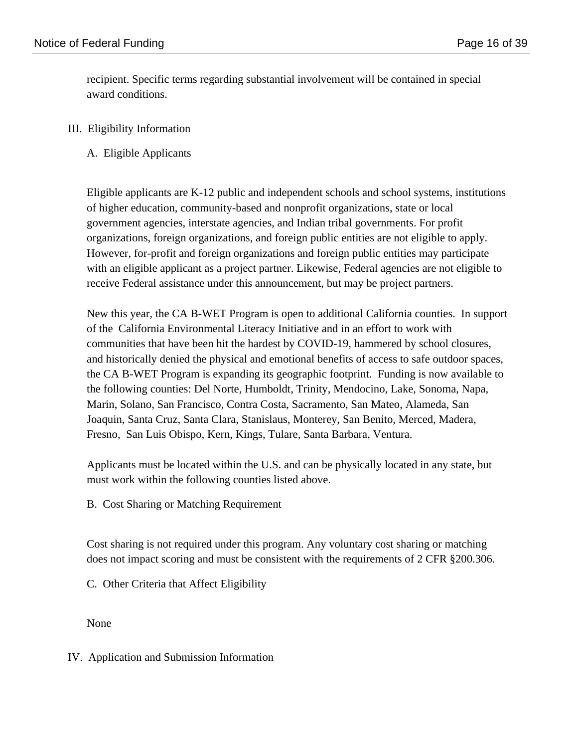recipient. Specific terms regarding substantial involvement will be contained in special award conditions.

## III. Eligibility Information

### A. Eligible Applicants

Eligible applicants are K-12 public and independent schools and school systems, institutions of higher education, community-based and nonprofit organizations, state or local government agencies, interstate agencies, and Indian tribal governments. For profit organizations, foreign organizations, and foreign public entities are not eligible to apply. However, for-profit and foreign organizations and foreign public entities may participate with an eligible applicant as a project partner. Likewise, Federal agencies are not eligible to receive Federal assistance under this announcement, but may be project partners.

New this year, the CA B-WET Program is open to additional California counties. In support of the California Environmental Literacy Initiative and in an effort to work with communities that have been hit the hardest by COVID-19, hammered by school closures, and historically denied the physical and emotional benefits of access to safe outdoor spaces, the CA B-WET Program is expanding its geographic footprint. Funding is now available to the following counties: Del Norte, Humboldt, Trinity, Mendocino, Lake, Sonoma, Napa, Marin, Solano, San Francisco, Contra Costa, Sacramento, San Mateo, Alameda, San Joaquin, Santa Cruz, Santa Clara, Stanislaus, Monterey, San Benito, Merced, Madera, Fresno, San Luis Obispo, Kern, Kings, Tulare, Santa Barbara, Ventura.

Applicants must be located within the U.S. and can be physically located in any state, but must work within the following counties listed above.

### B. Cost Sharing or Matching Requirement

Cost sharing is not required under this program. Any voluntary cost sharing or matching does not impact scoring and must be consistent with the requirements of 2 CFR §200.306.

### C. Other Criteria that Affect Eligibility

None

## IV. Application and Submission Information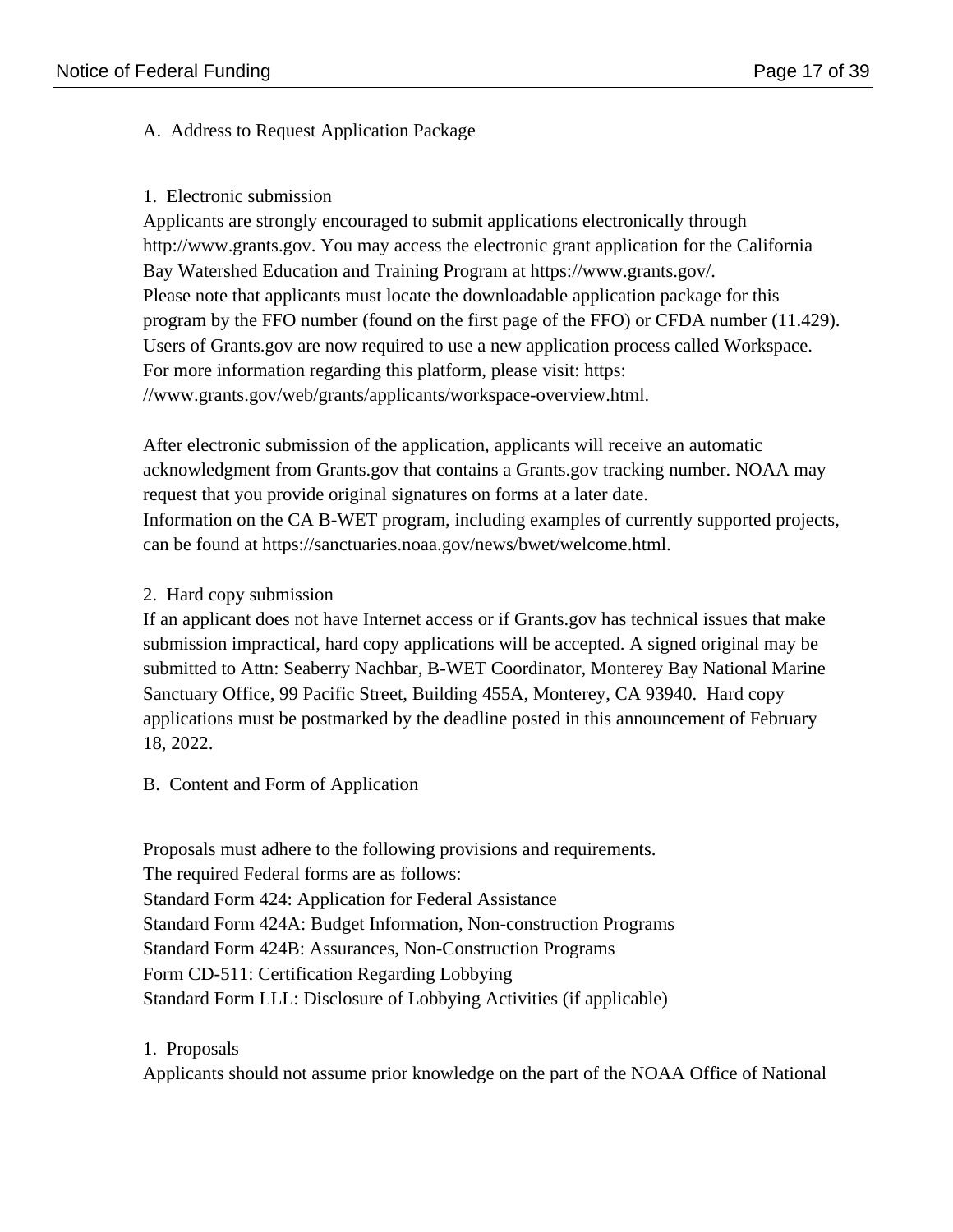## A. Address to Request Application Package

### 1. Electronic submission

Applicants are strongly encouraged to submit applications electronically through http://www.grants.gov. You may access the electronic grant application for the California Bay Watershed Education and Training Program at https://www.grants.gov/.
Please note that applicants must locate the downloadable application package for this program by the FFO number (found on the first page of the FFO) or CFDA number (11.429). Users of Grants.gov are now required to use a new application process called Workspace. For more information regarding this platform, please visit: https://www.grants.gov/web/grants/applicants/workspace-overview.html.

After electronic submission of the application, applicants will receive an automatic acknowledgment from Grants.gov that contains a Grants.gov tracking number. NOAA may request that you provide original signatures on forms at a later date.
Information on the CA B-WET program, including examples of currently supported projects, can be found at https://sanctuaries.noaa.gov/news/bwet/welcome.html.

### 2. Hard copy submission

If an applicant does not have Internet access or if Grants.gov has technical issues that make submission impractical, hard copy applications will be accepted. A signed original may be submitted to Attn: Seaberry Nachbar, B-WET Coordinator, Monterey Bay National Marine Sanctuary Office, 99 Pacific Street, Building 455A, Monterey, CA 93940. Hard copy applications must be postmarked by the deadline posted in this announcement of February 18, 2022.

## B. Content and Form of Application

Proposals must adhere to the following provisions and requirements.
The required Federal forms are as follows:
Standard Form 424: Application for Federal Assistance
Standard Form 424A: Budget Information, Non-construction Programs
Standard Form 424B: Assurances, Non-Construction Programs
Form CD-511: Certification Regarding Lobbying
Standard Form LLL: Disclosure of Lobbying Activities (if applicable)

### 1. Proposals

Applicants should not assume prior knowledge on the part of the NOAA Office of National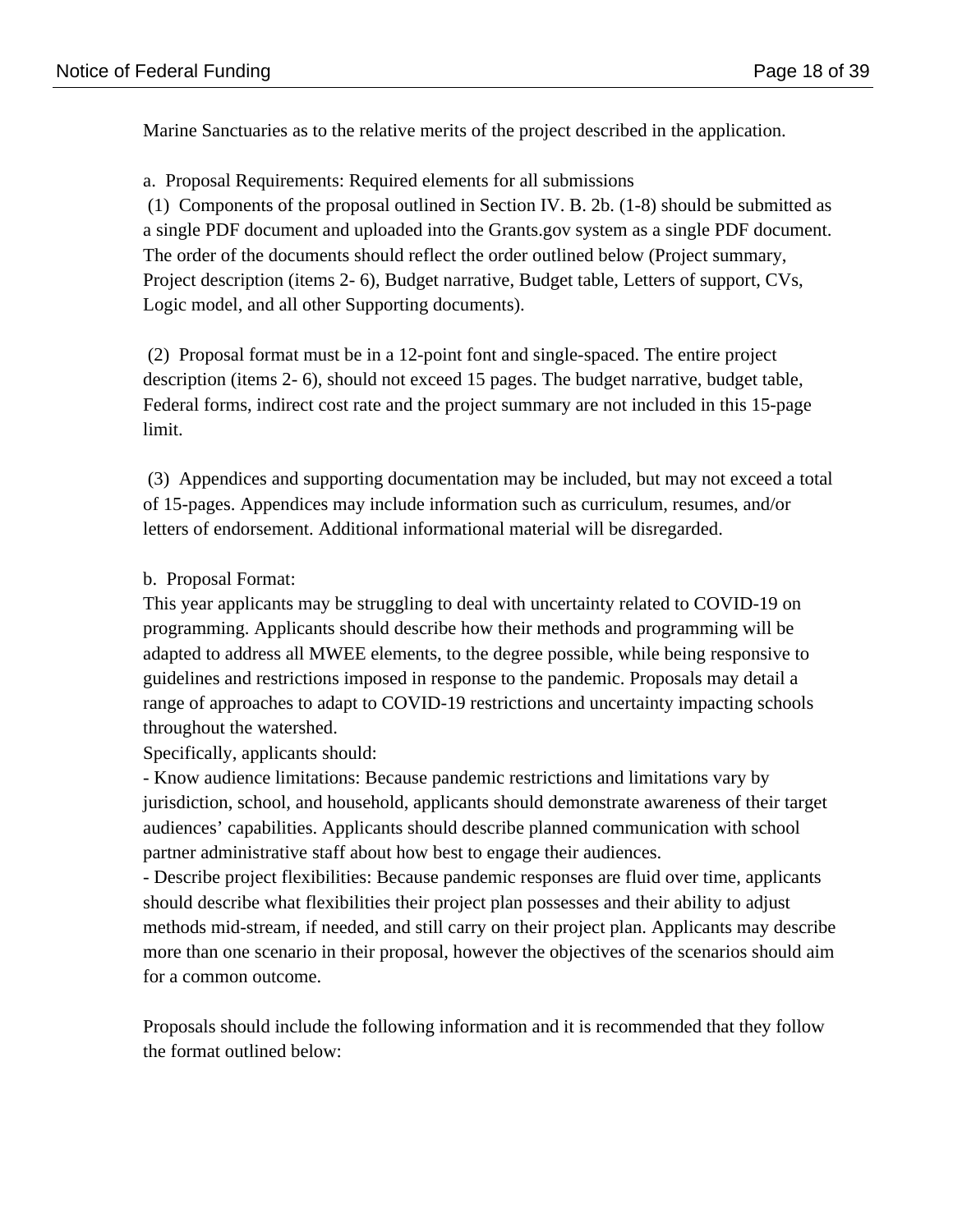Marine Sanctuaries as to the relative merits of the project described in the application.

a. Proposal Requirements: Required elements for all submissions

(1) Components of the proposal outlined in Section IV. B. 2b. (1-8) should be submitted as a single PDF document and uploaded into the Grants.gov system as a single PDF document. The order of the documents should reflect the order outlined below (Project summary, Project description (items 2- 6), Budget narrative, Budget table, Letters of support, CVs, Logic model, and all other Supporting documents).

(2) Proposal format must be in a 12-point font and single-spaced. The entire project description (items 2- 6), should not exceed 15 pages. The budget narrative, budget table, Federal forms, indirect cost rate and the project summary are not included in this 15-page limit.

(3) Appendices and supporting documentation may be included, but may not exceed a total of 15-pages. Appendices may include information such as curriculum, resumes, and/or letters of endorsement. Additional informational material will be disregarded.

b. Proposal Format:

This year applicants may be struggling to deal with uncertainty related to COVID-19 on programming. Applicants should describe how their methods and programming will be adapted to address all MWEE elements, to the degree possible, while being responsive to guidelines and restrictions imposed in response to the pandemic. Proposals may detail a range of approaches to adapt to COVID-19 restrictions and uncertainty impacting schools throughout the watershed.

Specifically, applicants should:

- Know audience limitations: Because pandemic restrictions and limitations vary by jurisdiction, school, and household, applicants should demonstrate awareness of their target audiences' capabilities. Applicants should describe planned communication with school partner administrative staff about how best to engage their audiences.
- Describe project flexibilities: Because pandemic responses are fluid over time, applicants should describe what flexibilities their project plan possesses and their ability to adjust methods mid-stream, if needed, and still carry on their project plan. Applicants may describe more than one scenario in their proposal, however the objectives of the scenarios should aim for a common outcome.

Proposals should include the following information and it is recommended that they follow the format outlined below: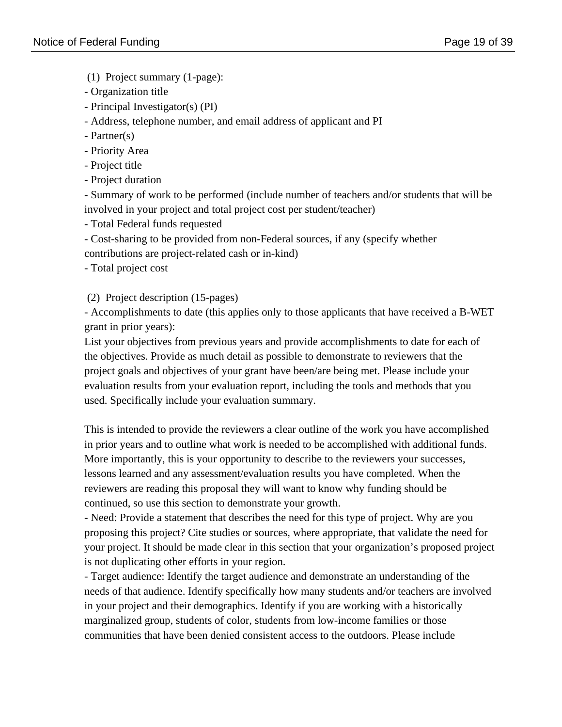(1) Project summary (1-page):

- Organization title
- Principal Investigator(s) (PI)
- Address, telephone number, and email address of applicant and PI
- Partner(s)
- Priority Area
- Project title
- Project duration
- Summary of work to be performed (include number of teachers and/or students that will be involved in your project and total project cost per student/teacher)
- Total Federal funds requested
- Cost-sharing to be provided from non-Federal sources, if any (specify whether contributions are project-related cash or in-kind)
- Total project cost

(2) Project description (15-pages)

- Accomplishments to date (this applies only to those applicants that have received a B-WET grant in prior years):

List your objectives from previous years and provide accomplishments to date for each of the objectives. Provide as much detail as possible to demonstrate to reviewers that the project goals and objectives of your grant have been/are being met. Please include your evaluation results from your evaluation report, including the tools and methods that you used. Specifically include your evaluation summary.

This is intended to provide the reviewers a clear outline of the work you have accomplished in prior years and to outline what work is needed to be accomplished with additional funds. More importantly, this is your opportunity to describe to the reviewers your successes, lessons learned and any assessment/evaluation results you have completed. When the reviewers are reading this proposal they will want to know why funding should be continued, so use this section to demonstrate your growth.

- Need: Provide a statement that describes the need for this type of project. Why are you proposing this project? Cite studies or sources, where appropriate, that validate the need for your project. It should be made clear in this section that your organization's proposed project is not duplicating other efforts in your region.
- Target audience: Identify the target audience and demonstrate an understanding of the needs of that audience. Identify specifically how many students and/or teachers are involved in your project and their demographics. Identify if you are working with a historically marginalized group, students of color, students from low-income families or those communities that have been denied consistent access to the outdoors. Please include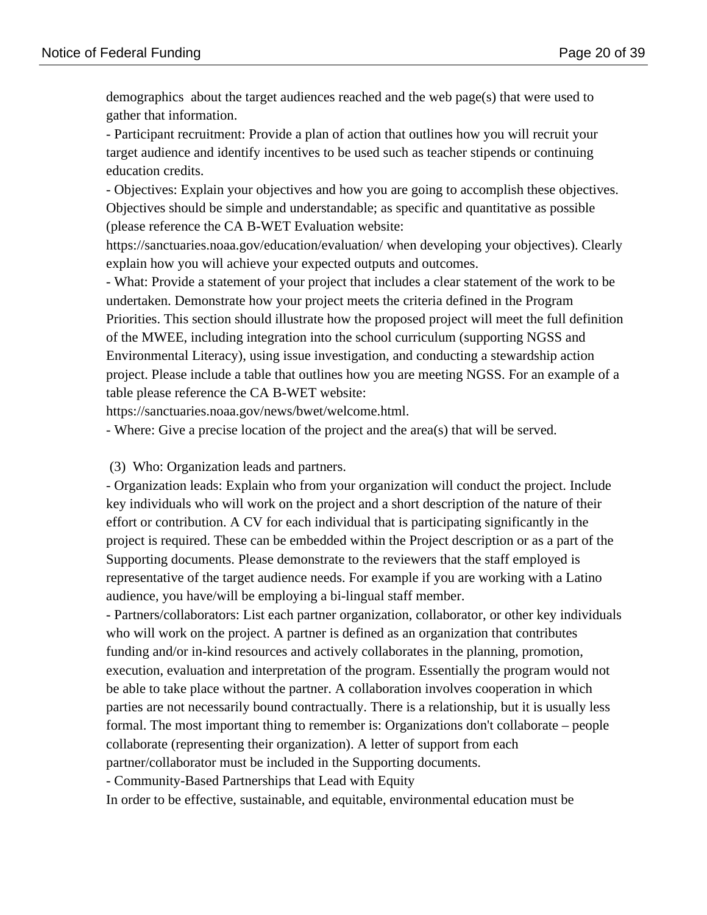demographics about the target audiences reached and the web page(s) that were used to gather that information.

- Participant recruitment: Provide a plan of action that outlines how you will recruit your target audience and identify incentives to be used such as teacher stipends or continuing education credits.
- Objectives: Explain your objectives and how you are going to accomplish these objectives. Objectives should be simple and understandable; as specific and quantitative as possible (please reference the CA B-WET Evaluation website: https://sanctuaries.noaa.gov/education/evaluation/ when developing your objectives). Clearly explain how you will achieve your expected outputs and outcomes.
- What: Provide a statement of your project that includes a clear statement of the work to be undertaken. Demonstrate how your project meets the criteria defined in the Program Priorities. This section should illustrate how the proposed project will meet the full definition of the MWEE, including integration into the school curriculum (supporting NGSS and Environmental Literacy), using issue investigation, and conducting a stewardship action project. Please include a table that outlines how you are meeting NGSS. For an example of a table please reference the CA B-WET website: https://sanctuaries.noaa.gov/news/bwet/welcome.html.
- Where: Give a precise location of the project and the area(s) that will be served.

(3) Who: Organization leads and partners.

- Organization leads: Explain who from your organization will conduct the project. Include key individuals who will work on the project and a short description of the nature of their effort or contribution. A CV for each individual that is participating significantly in the project is required. These can be embedded within the Project description or as a part of the Supporting documents. Please demonstrate to the reviewers that the staff employed is representative of the target audience needs. For example if you are working with a Latino audience, you have/will be employing a bi-lingual staff member.
- Partners/collaborators: List each partner organization, collaborator, or other key individuals who will work on the project. A partner is defined as an organization that contributes funding and/or in-kind resources and actively collaborates in the planning, promotion, execution, evaluation and interpretation of the program. Essentially the program would not be able to take place without the partner. A collaboration involves cooperation in which parties are not necessarily bound contractually. There is a relationship, but it is usually less formal. The most important thing to remember is: Organizations don't collaborate – people collaborate (representing their organization). A letter of support from each partner/collaborator must be included in the Supporting documents.
- Community-Based Partnerships that Lead with Equity

In order to be effective, sustainable, and equitable, environmental education must be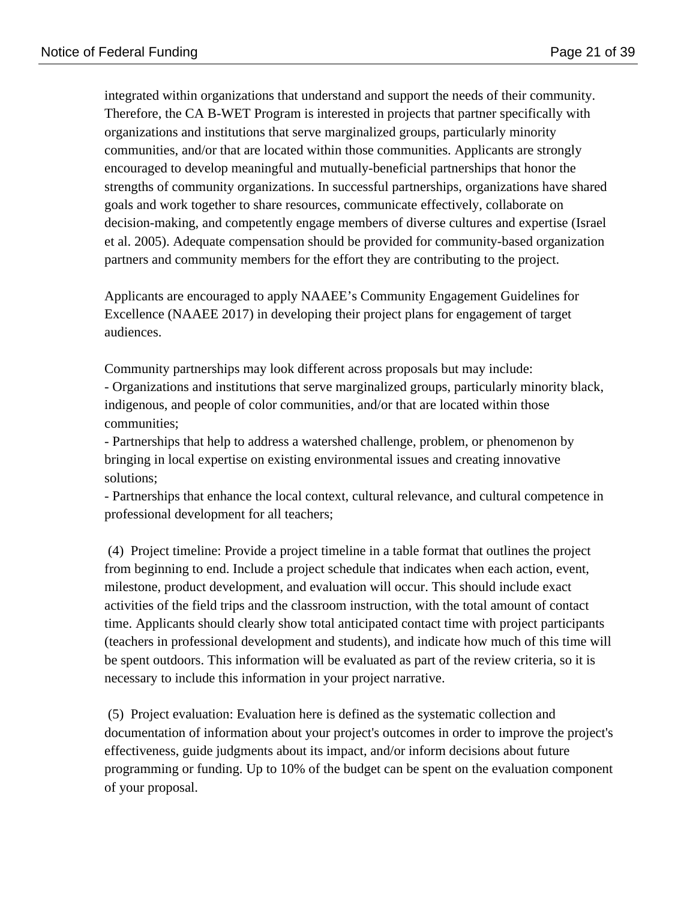integrated within organizations that understand and support the needs of their community. Therefore, the CA B-WET Program is interested in projects that partner specifically with organizations and institutions that serve marginalized groups, particularly minority communities, and/or that are located within those communities. Applicants are strongly encouraged to develop meaningful and mutually-beneficial partnerships that honor the strengths of community organizations. In successful partnerships, organizations have shared goals and work together to share resources, communicate effectively, collaborate on decision-making, and competently engage members of diverse cultures and expertise (Israel et al. 2005). Adequate compensation should be provided for community-based organization partners and community members for the effort they are contributing to the project.

Applicants are encouraged to apply NAAEE's Community Engagement Guidelines for Excellence (NAAEE 2017) in developing their project plans for engagement of target audiences.

Community partnerships may look different across proposals but may include:

- Organizations and institutions that serve marginalized groups, particularly minority black, indigenous, and people of color communities, and/or that are located within those communities;
- Partnerships that help to address a watershed challenge, problem, or phenomenon by bringing in local expertise on existing environmental issues and creating innovative solutions;
- Partnerships that enhance the local context, cultural relevance, and cultural competence in professional development for all teachers;

(4) Project timeline: Provide a project timeline in a table format that outlines the project from beginning to end. Include a project schedule that indicates when each action, event, milestone, product development, and evaluation will occur. This should include exact activities of the field trips and the classroom instruction, with the total amount of contact time. Applicants should clearly show total anticipated contact time with project participants (teachers in professional development and students), and indicate how much of this time will be spent outdoors. This information will be evaluated as part of the review criteria, so it is necessary to include this information in your project narrative.

(5) Project evaluation: Evaluation here is defined as the systematic collection and documentation of information about your project's outcomes in order to improve the project's effectiveness, guide judgments about its impact, and/or inform decisions about future programming or funding. Up to 10% of the budget can be spent on the evaluation component of your proposal.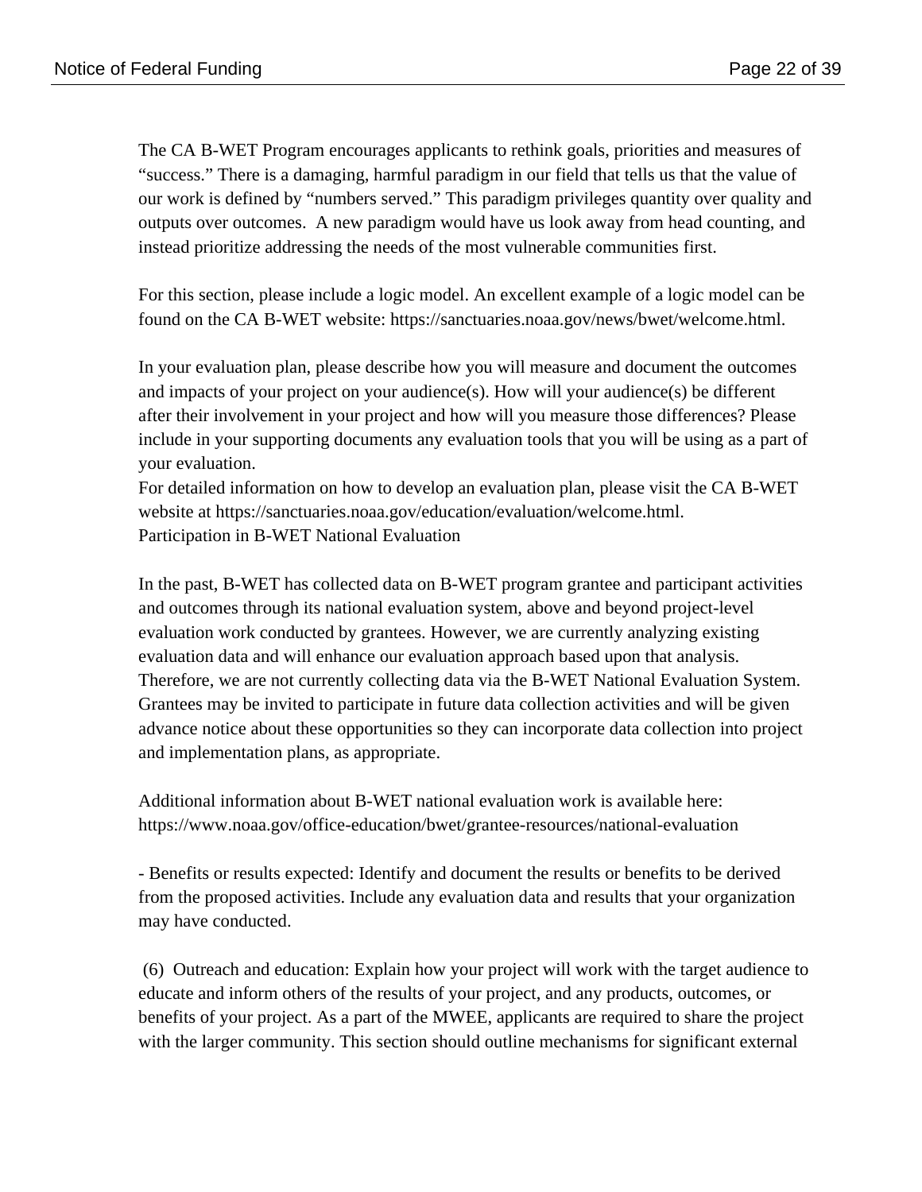The CA B-WET Program encourages applicants to rethink goals, priorities and measures of "success." There is a damaging, harmful paradigm in our field that tells us that the value of our work is defined by "numbers served." This paradigm privileges quantity over quality and outputs over outcomes. A new paradigm would have us look away from head counting, and instead prioritize addressing the needs of the most vulnerable communities first.

For this section, please include a logic model. An excellent example of a logic model can be found on the CA B-WET website: https://sanctuaries.noaa.gov/news/bwet/welcome.html.

In your evaluation plan, please describe how you will measure and document the outcomes and impacts of your project on your audience(s). How will your audience(s) be different after their involvement in your project and how will you measure those differences? Please include in your supporting documents any evaluation tools that you will be using as a part of your evaluation.
For detailed information on how to develop an evaluation plan, please visit the CA B-WET website at https://sanctuaries.noaa.gov/education/evaluation/welcome.html.
Participation in B-WET National Evaluation

In the past, B-WET has collected data on B-WET program grantee and participant activities and outcomes through its national evaluation system, above and beyond project-level evaluation work conducted by grantees. However, we are currently analyzing existing evaluation data and will enhance our evaluation approach based upon that analysis. Therefore, we are not currently collecting data via the B-WET National Evaluation System. Grantees may be invited to participate in future data collection activities and will be given advance notice about these opportunities so they can incorporate data collection into project and implementation plans, as appropriate.

Additional information about B-WET national evaluation work is available here: https://www.noaa.gov/office-education/bwet/grantee-resources/national-evaluation

- Benefits or results expected: Identify and document the results or benefits to be derived from the proposed activities. Include any evaluation data and results that your organization may have conducted.

(6) Outreach and education: Explain how your project will work with the target audience to educate and inform others of the results of your project, and any products, outcomes, or benefits of your project. As a part of the MWEE, applicants are required to share the project with the larger community. This section should outline mechanisms for significant external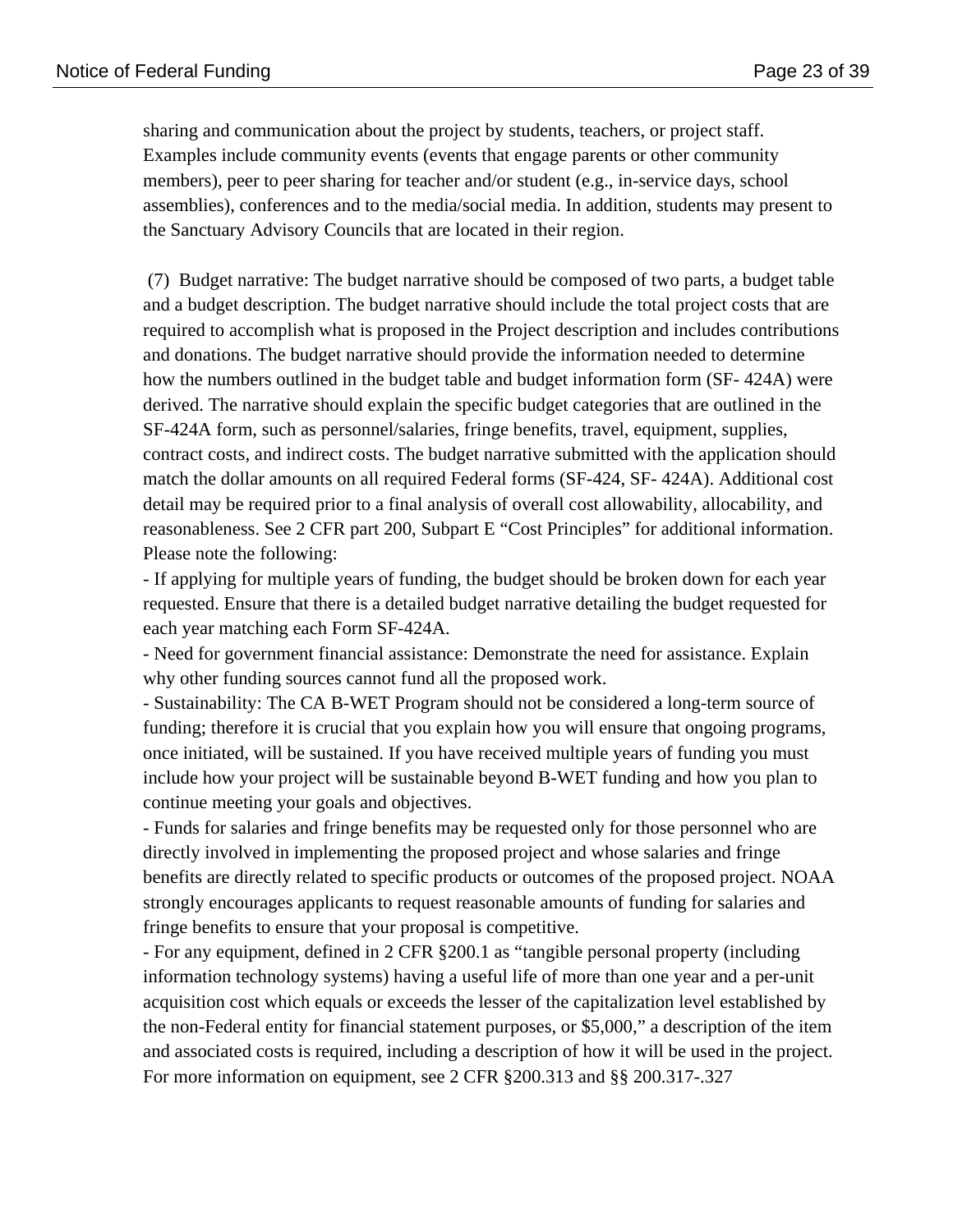sharing and communication about the project by students, teachers, or project staff. Examples include community events (events that engage parents or other community members), peer to peer sharing for teacher and/or student (e.g., in-service days, school assemblies), conferences and to the media/social media. In addition, students may present to the Sanctuary Advisory Councils that are located in their region.

(7) Budget narrative: The budget narrative should be composed of two parts, a budget table and a budget description. The budget narrative should include the total project costs that are required to accomplish what is proposed in the Project description and includes contributions and donations. The budget narrative should provide the information needed to determine how the numbers outlined in the budget table and budget information form (SF- 424A) were derived. The narrative should explain the specific budget categories that are outlined in the SF-424A form, such as personnel/salaries, fringe benefits, travel, equipment, supplies, contract costs, and indirect costs. The budget narrative submitted with the application should match the dollar amounts on all required Federal forms (SF-424, SF- 424A). Additional cost detail may be required prior to a final analysis of overall cost allowability, allocability, and reasonableness. See 2 CFR part 200, Subpart E "Cost Principles" for additional information. Please note the following:

- If applying for multiple years of funding, the budget should be broken down for each year requested. Ensure that there is a detailed budget narrative detailing the budget requested for each year matching each Form SF-424A.
- Need for government financial assistance: Demonstrate the need for assistance. Explain why other funding sources cannot fund all the proposed work.
- Sustainability: The CA B-WET Program should not be considered a long-term source of funding; therefore it is crucial that you explain how you will ensure that ongoing programs, once initiated, will be sustained. If you have received multiple years of funding you must include how your project will be sustainable beyond B-WET funding and how you plan to continue meeting your goals and objectives.
- Funds for salaries and fringe benefits may be requested only for those personnel who are directly involved in implementing the proposed project and whose salaries and fringe benefits are directly related to specific products or outcomes of the proposed project. NOAA strongly encourages applicants to request reasonable amounts of funding for salaries and fringe benefits to ensure that your proposal is competitive.
- For any equipment, defined in 2 CFR §200.1 as "tangible personal property (including information technology systems) having a useful life of more than one year and a per-unit acquisition cost which equals or exceeds the lesser of the capitalization level established by the non-Federal entity for financial statement purposes, or $5,000," a description of the item and associated costs is required, including a description of how it will be used in the project. For more information on equipment, see 2 CFR §200.313 and §§ 200.317-.327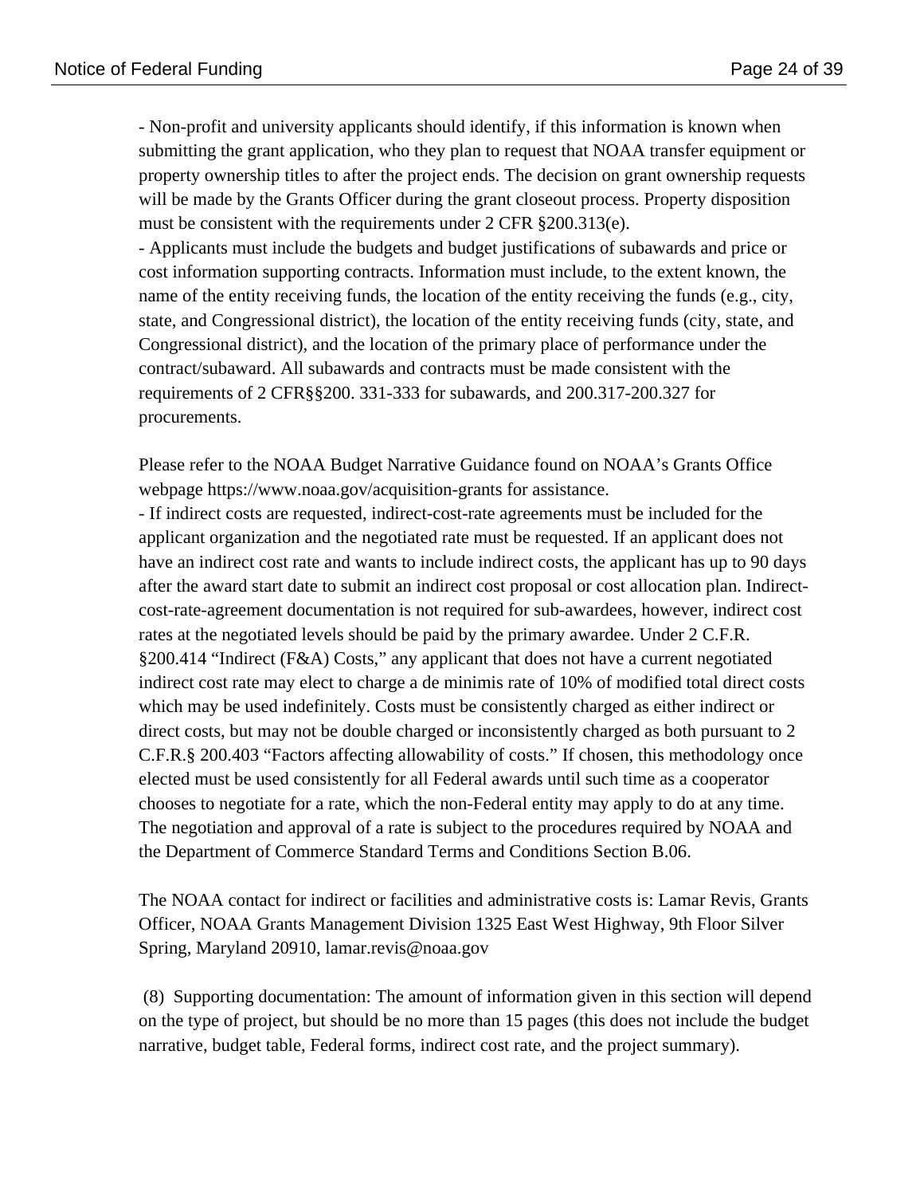- Non-profit and university applicants should identify, if this information is known when submitting the grant application, who they plan to request that NOAA transfer equipment or property ownership titles to after the project ends. The decision on grant ownership requests will be made by the Grants Officer during the grant closeout process. Property disposition must be consistent with the requirements under 2 CFR §200.313(e).
- Applicants must include the budgets and budget justifications of subawards and price or cost information supporting contracts. Information must include, to the extent known, the name of the entity receiving funds, the location of the entity receiving the funds (e.g., city, state, and Congressional district), the location of the entity receiving funds (city, state, and Congressional district), and the location of the primary place of performance under the contract/subaward. All subawards and contracts must be made consistent with the requirements of 2 CFR§§200. 331-333 for subawards, and 200.317-200.327 for procurements.

Please refer to the NOAA Budget Narrative Guidance found on NOAA's Grants Office webpage https://www.noaa.gov/acquisition-grants for assistance.
- If indirect costs are requested, indirect-cost-rate agreements must be included for the applicant organization and the negotiated rate must be requested. If an applicant does not have an indirect cost rate and wants to include indirect costs, the applicant has up to 90 days after the award start date to submit an indirect cost proposal or cost allocation plan. Indirect-cost-rate-agreement documentation is not required for sub-awardees, however, indirect cost rates at the negotiated levels should be paid by the primary awardee. Under 2 C.F.R. §200.414 "Indirect (F&A) Costs," any applicant that does not have a current negotiated indirect cost rate may elect to charge a de minimis rate of 10% of modified total direct costs which may be used indefinitely. Costs must be consistently charged as either indirect or direct costs, but may not be double charged or inconsistently charged as both pursuant to 2 C.F.R.§ 200.403 "Factors affecting allowability of costs." If chosen, this methodology once elected must be used consistently for all Federal awards until such time as a cooperator chooses to negotiate for a rate, which the non-Federal entity may apply to do at any time. The negotiation and approval of a rate is subject to the procedures required by NOAA and the Department of Commerce Standard Terms and Conditions Section B.06.

The NOAA contact for indirect or facilities and administrative costs is: Lamar Revis, Grants Officer, NOAA Grants Management Division 1325 East West Highway, 9th Floor Silver Spring, Maryland 20910, lamar.revis@noaa.gov

(8) Supporting documentation: The amount of information given in this section will depend on the type of project, but should be no more than 15 pages (this does not include the budget narrative, budget table, Federal forms, indirect cost rate, and the project summary).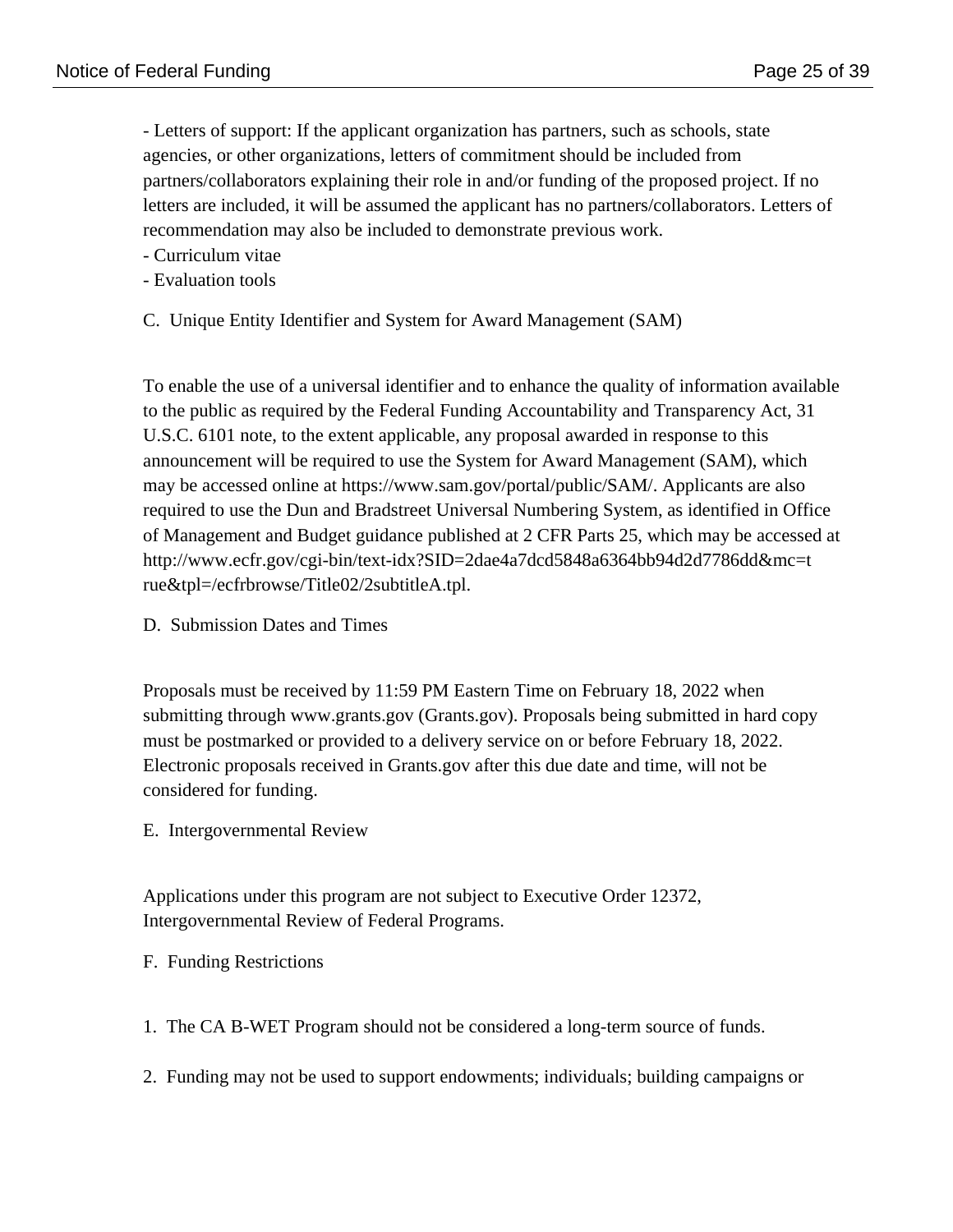- Letters of support: If the applicant organization has partners, such as schools, state agencies, or other organizations, letters of commitment should be included from partners/collaborators explaining their role in and/or funding of the proposed project. If no letters are included, it will be assumed the applicant has no partners/collaborators. Letters of recommendation may also be included to demonstrate previous work.
- Curriculum vitae
- Evaluation tools

C. Unique Entity Identifier and System for Award Management (SAM)

To enable the use of a universal identifier and to enhance the quality of information available to the public as required by the Federal Funding Accountability and Transparency Act, 31 U.S.C. 6101 note, to the extent applicable, any proposal awarded in response to this announcement will be required to use the System for Award Management (SAM), which may be accessed online at https://www.sam.gov/portal/public/SAM/. Applicants are also required to use the Dun and Bradstreet Universal Numbering System, as identified in Office of Management and Budget guidance published at 2 CFR Parts 25, which may be accessed at http://www.ecfr.gov/cgi-bin/text-idx?SID=2dae4a7dcd5848a6364bb94d2d7786dd&mc=true&tpl=/ecfrbrowse/Title02/2subtitleA.tpl.

D. Submission Dates and Times

Proposals must be received by 11:59 PM Eastern Time on February 18, 2022 when submitting through www.grants.gov (Grants.gov). Proposals being submitted in hard copy must be postmarked or provided to a delivery service on or before February 18, 2022. Electronic proposals received in Grants.gov after this due date and time, will not be considered for funding.

E. Intergovernmental Review

Applications under this program are not subject to Executive Order 12372, Intergovernmental Review of Federal Programs.

F. Funding Restrictions

1. The CA B-WET Program should not be considered a long-term source of funds.

2. Funding may not be used to support endowments; individuals; building campaigns or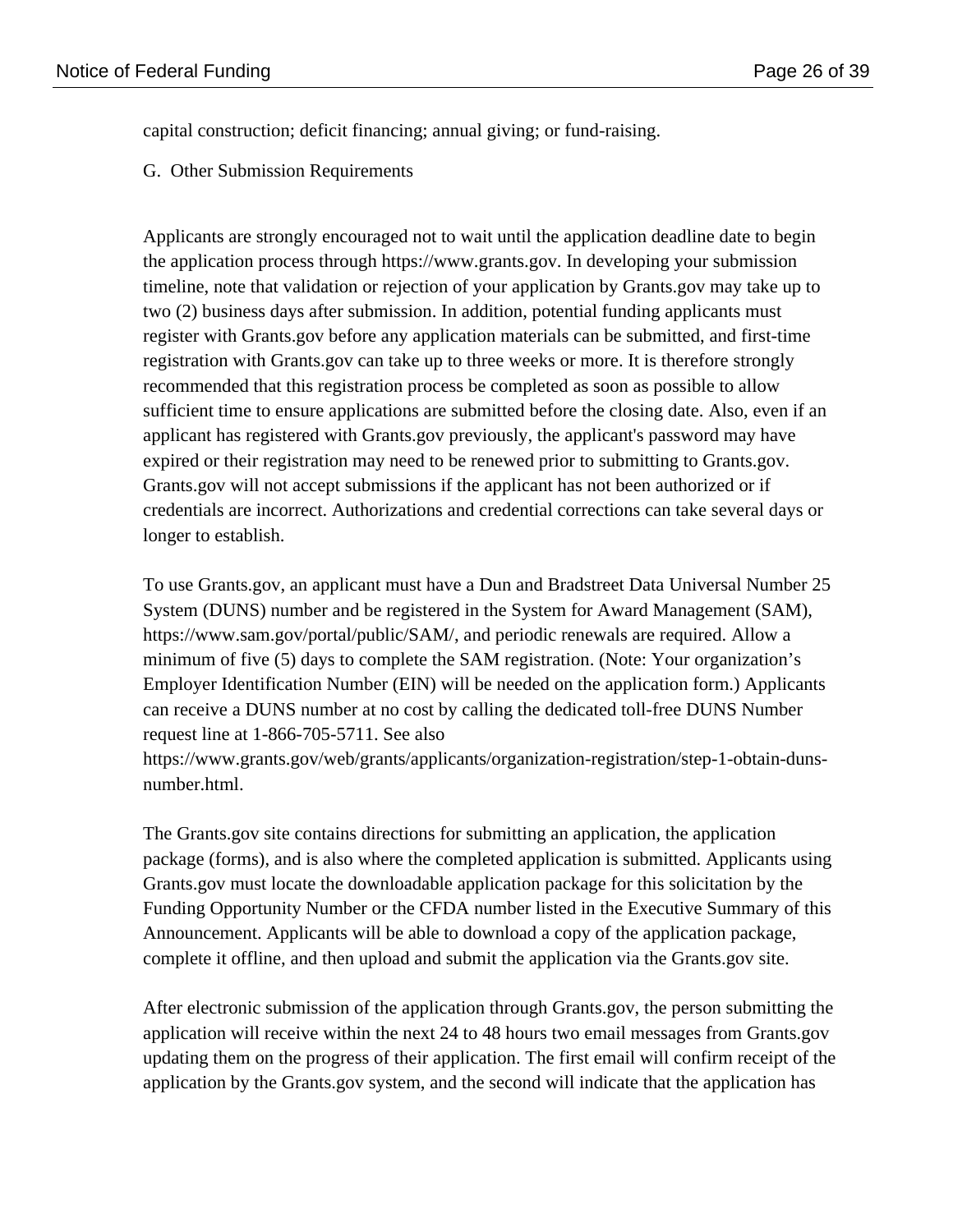capital construction; deficit financing; annual giving; or fund-raising.

G. Other Submission Requirements

Applicants are strongly encouraged not to wait until the application deadline date to begin the application process through https://www.grants.gov. In developing your submission timeline, note that validation or rejection of your application by Grants.gov may take up to two (2) business days after submission. In addition, potential funding applicants must register with Grants.gov before any application materials can be submitted, and first-time registration with Grants.gov can take up to three weeks or more. It is therefore strongly recommended that this registration process be completed as soon as possible to allow sufficient time to ensure applications are submitted before the closing date. Also, even if an applicant has registered with Grants.gov previously, the applicant's password may have expired or their registration may need to be renewed prior to submitting to Grants.gov. Grants.gov will not accept submissions if the applicant has not been authorized or if credentials are incorrect. Authorizations and credential corrections can take several days or longer to establish.

To use Grants.gov, an applicant must have a Dun and Bradstreet Data Universal Number 25 System (DUNS) number and be registered in the System for Award Management (SAM), https://www.sam.gov/portal/public/SAM/, and periodic renewals are required. Allow a minimum of five (5) days to complete the SAM registration. (Note: Your organization's Employer Identification Number (EIN) will be needed on the application form.) Applicants can receive a DUNS number at no cost by calling the dedicated toll-free DUNS Number request line at 1-866-705-5711. See also https://www.grants.gov/web/grants/applicants/organization-registration/step-1-obtain-duns-number.html.

The Grants.gov site contains directions for submitting an application, the application package (forms), and is also where the completed application is submitted. Applicants using Grants.gov must locate the downloadable application package for this solicitation by the Funding Opportunity Number or the CFDA number listed in the Executive Summary of this Announcement. Applicants will be able to download a copy of the application package, complete it offline, and then upload and submit the application via the Grants.gov site.

After electronic submission of the application through Grants.gov, the person submitting the application will receive within the next 24 to 48 hours two email messages from Grants.gov updating them on the progress of their application. The first email will confirm receipt of the application by the Grants.gov system, and the second will indicate that the application has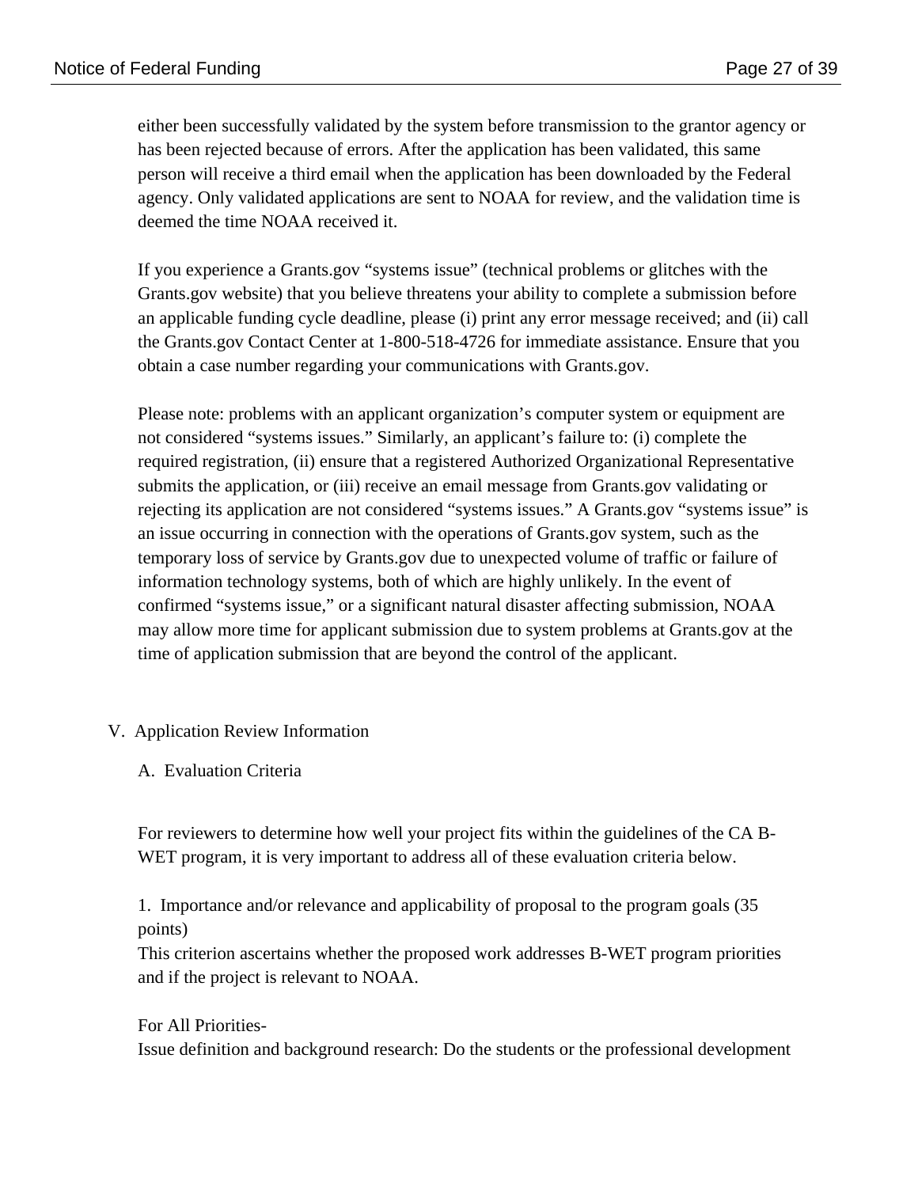either been successfully validated by the system before transmission to the grantor agency or has been rejected because of errors. After the application has been validated, this same person will receive a third email when the application has been downloaded by the Federal agency. Only validated applications are sent to NOAA for review, and the validation time is deemed the time NOAA received it.

If you experience a Grants.gov "systems issue" (technical problems or glitches with the Grants.gov website) that you believe threatens your ability to complete a submission before an applicable funding cycle deadline, please (i) print any error message received; and (ii) call the Grants.gov Contact Center at 1-800-518-4726 for immediate assistance. Ensure that you obtain a case number regarding your communications with Grants.gov.

Please note: problems with an applicant organization's computer system or equipment are not considered "systems issues." Similarly, an applicant's failure to: (i) complete the required registration, (ii) ensure that a registered Authorized Organizational Representative submits the application, or (iii) receive an email message from Grants.gov validating or rejecting its application are not considered "systems issues." A Grants.gov "systems issue" is an issue occurring in connection with the operations of Grants.gov system, such as the temporary loss of service by Grants.gov due to unexpected volume of traffic or failure of information technology systems, both of which are highly unlikely. In the event of confirmed "systems issue," or a significant natural disaster affecting submission, NOAA may allow more time for applicant submission due to system problems at Grants.gov at the time of application submission that are beyond the control of the applicant.

## V. Application Review Information

### A. Evaluation Criteria

For reviewers to determine how well your project fits within the guidelines of the CA B-WET program, it is very important to address all of these evaluation criteria below.

1. Importance and/or relevance and applicability of proposal to the program goals (35 points)
This criterion ascertains whether the proposed work addresses B-WET program priorities and if the project is relevant to NOAA.

For All Priorities-
Issue definition and background research: Do the students or the professional development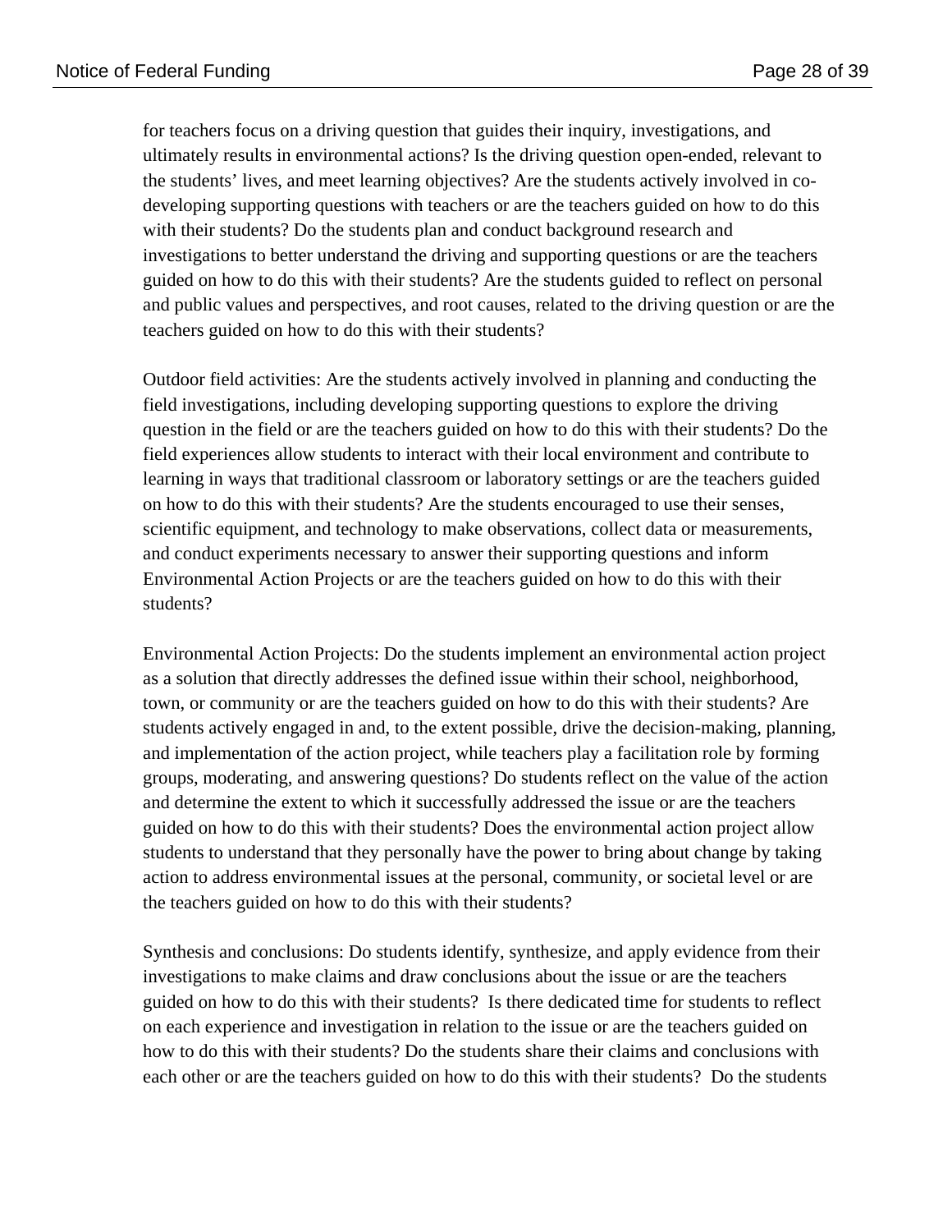for teachers focus on a driving question that guides their inquiry, investigations, and ultimately results in environmental actions? Is the driving question open-ended, relevant to the students' lives, and meet learning objectives? Are the students actively involved in co-developing supporting questions with teachers or are the teachers guided on how to do this with their students? Do the students plan and conduct background research and investigations to better understand the driving and supporting questions or are the teachers guided on how to do this with their students? Are the students guided to reflect on personal and public values and perspectives, and root causes, related to the driving question or are the teachers guided on how to do this with their students?

Outdoor field activities: Are the students actively involved in planning and conducting the field investigations, including developing supporting questions to explore the driving question in the field or are the teachers guided on how to do this with their students? Do the field experiences allow students to interact with their local environment and contribute to learning in ways that traditional classroom or laboratory settings or are the teachers guided on how to do this with their students? Are the students encouraged to use their senses, scientific equipment, and technology to make observations, collect data or measurements, and conduct experiments necessary to answer their supporting questions and inform Environmental Action Projects or are the teachers guided on how to do this with their students?

Environmental Action Projects: Do the students implement an environmental action project as a solution that directly addresses the defined issue within their school, neighborhood, town, or community or are the teachers guided on how to do this with their students? Are students actively engaged in and, to the extent possible, drive the decision-making, planning, and implementation of the action project, while teachers play a facilitation role by forming groups, moderating, and answering questions? Do students reflect on the value of the action and determine the extent to which it successfully addressed the issue or are the teachers guided on how to do this with their students? Does the environmental action project allow students to understand that they personally have the power to bring about change by taking action to address environmental issues at the personal, community, or societal level or are the teachers guided on how to do this with their students?

Synthesis and conclusions: Do students identify, synthesize, and apply evidence from their investigations to make claims and draw conclusions about the issue or are the teachers guided on how to do this with their students? Is there dedicated time for students to reflect on each experience and investigation in relation to the issue or are the teachers guided on how to do this with their students? Do the students share their claims and conclusions with each other or are the teachers guided on how to do this with their students? Do the students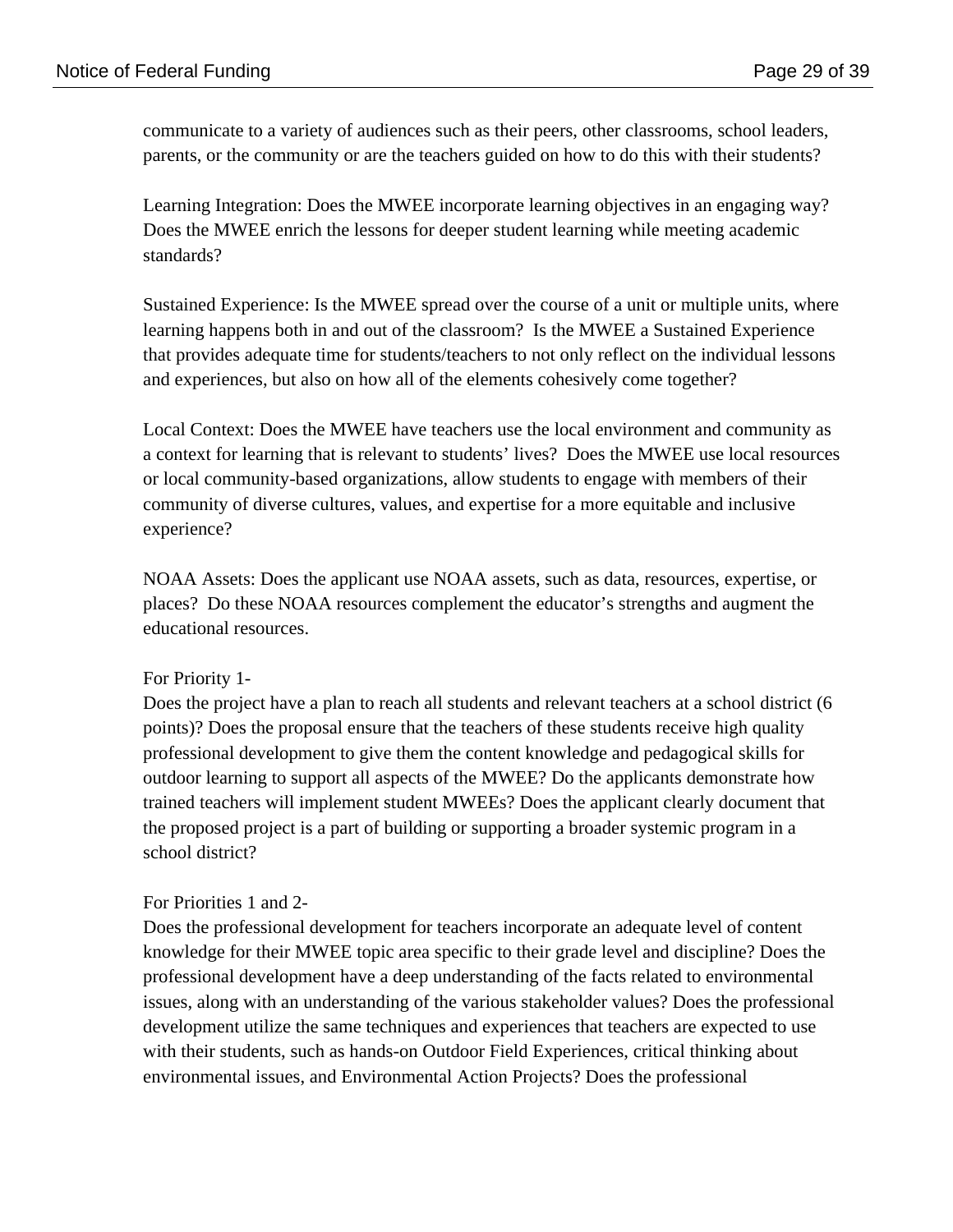communicate to a variety of audiences such as their peers, other classrooms, school leaders, parents, or the community or are the teachers guided on how to do this with their students?

Learning Integration: Does the MWEE incorporate learning objectives in an engaging way? Does the MWEE enrich the lessons for deeper student learning while meeting academic standards?

Sustained Experience: Is the MWEE spread over the course of a unit or multiple units, where learning happens both in and out of the classroom? Is the MWEE a Sustained Experience that provides adequate time for students/teachers to not only reflect on the individual lessons and experiences, but also on how all of the elements cohesively come together?

Local Context: Does the MWEE have teachers use the local environment and community as a context for learning that is relevant to students' lives? Does the MWEE use local resources or local community-based organizations, allow students to engage with members of their community of diverse cultures, values, and expertise for a more equitable and inclusive experience?

NOAA Assets: Does the applicant use NOAA assets, such as data, resources, expertise, or places? Do these NOAA resources complement the educator's strengths and augment the educational resources.

For Priority 1-
Does the project have a plan to reach all students and relevant teachers at a school district (6 points)? Does the proposal ensure that the teachers of these students receive high quality professional development to give them the content knowledge and pedagogical skills for outdoor learning to support all aspects of the MWEE? Do the applicants demonstrate how trained teachers will implement student MWEEs? Does the applicant clearly document that the proposed project is a part of building or supporting a broader systemic program in a school district?

For Priorities 1 and 2-
Does the professional development for teachers incorporate an adequate level of content knowledge for their MWEE topic area specific to their grade level and discipline? Does the professional development have a deep understanding of the facts related to environmental issues, along with an understanding of the various stakeholder values? Does the professional development utilize the same techniques and experiences that teachers are expected to use with their students, such as hands-on Outdoor Field Experiences, critical thinking about environmental issues, and Environmental Action Projects? Does the professional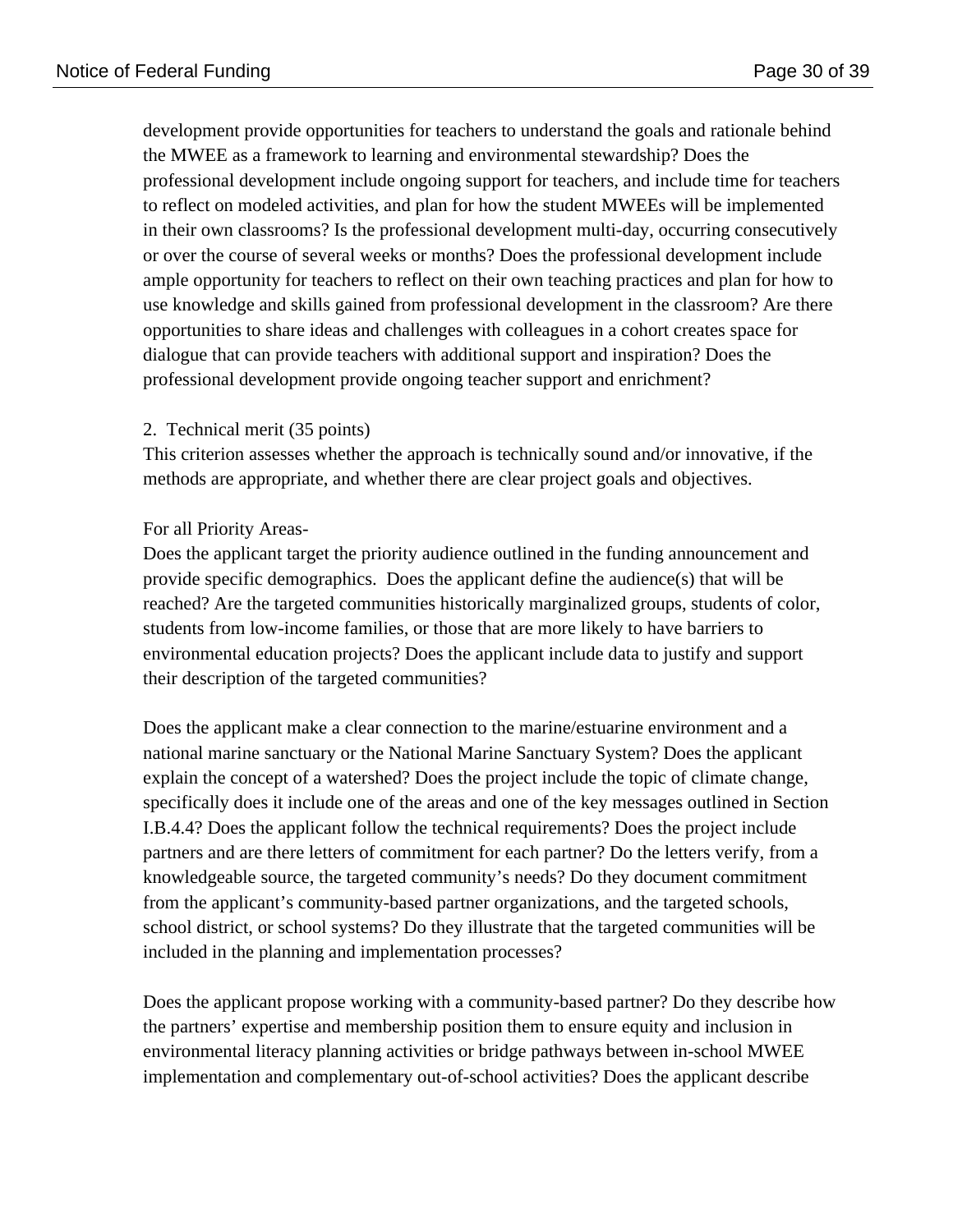development provide opportunities for teachers to understand the goals and rationale behind the MWEE as a framework to learning and environmental stewardship? Does the professional development include ongoing support for teachers, and include time for teachers to reflect on modeled activities, and plan for how the student MWEEs will be implemented in their own classrooms? Is the professional development multi-day, occurring consecutively or over the course of several weeks or months? Does the professional development include ample opportunity for teachers to reflect on their own teaching practices and plan for how to use knowledge and skills gained from professional development in the classroom? Are there opportunities to share ideas and challenges with colleagues in a cohort creates space for dialogue that can provide teachers with additional support and inspiration? Does the professional development provide ongoing teacher support and enrichment?

2. Technical merit (35 points)
This criterion assesses whether the approach is technically sound and/or innovative, if the methods are appropriate, and whether there are clear project goals and objectives.

For all Priority Areas-
Does the applicant target the priority audience outlined in the funding announcement and provide specific demographics. Does the applicant define the audience(s) that will be reached? Are the targeted communities historically marginalized groups, students of color, students from low-income families, or those that are more likely to have barriers to environmental education projects? Does the applicant include data to justify and support their description of the targeted communities?

Does the applicant make a clear connection to the marine/estuarine environment and a national marine sanctuary or the National Marine Sanctuary System? Does the applicant explain the concept of a watershed? Does the project include the topic of climate change, specifically does it include one of the areas and one of the key messages outlined in Section I.B.4.4? Does the applicant follow the technical requirements? Does the project include partners and are there letters of commitment for each partner? Do the letters verify, from a knowledgeable source, the targeted community's needs? Do they document commitment from the applicant's community-based partner organizations, and the targeted schools, school district, or school systems? Do they illustrate that the targeted communities will be included in the planning and implementation processes?

Does the applicant propose working with a community-based partner? Do they describe how the partners' expertise and membership position them to ensure equity and inclusion in environmental literacy planning activities or bridge pathways between in-school MWEE implementation and complementary out-of-school activities? Does the applicant describe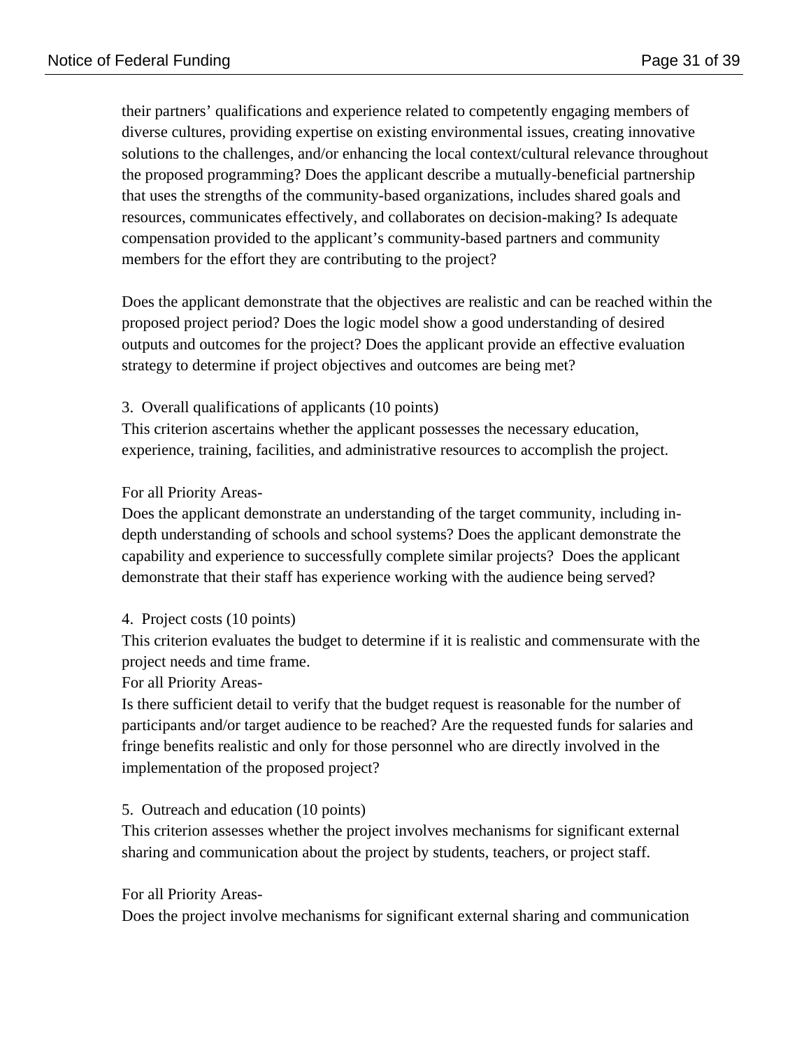their partners' qualifications and experience related to competently engaging members of diverse cultures, providing expertise on existing environmental issues, creating innovative solutions to the challenges, and/or enhancing the local context/cultural relevance throughout the proposed programming? Does the applicant describe a mutually-beneficial partnership that uses the strengths of the community-based organizations, includes shared goals and resources, communicates effectively, and collaborates on decision-making? Is adequate compensation provided to the applicant's community-based partners and community members for the effort they are contributing to the project?

Does the applicant demonstrate that the objectives are realistic and can be reached within the proposed project period? Does the logic model show a good understanding of desired outputs and outcomes for the project? Does the applicant provide an effective evaluation strategy to determine if project objectives and outcomes are being met?

3. Overall qualifications of applicants (10 points)
This criterion ascertains whether the applicant possesses the necessary education, experience, training, facilities, and administrative resources to accomplish the project.

For all Priority Areas-
Does the applicant demonstrate an understanding of the target community, including in-depth understanding of schools and school systems? Does the applicant demonstrate the capability and experience to successfully complete similar projects? Does the applicant demonstrate that their staff has experience working with the audience being served?

4. Project costs (10 points)
This criterion evaluates the budget to determine if it is realistic and commensurate with the project needs and time frame.
For all Priority Areas-
Is there sufficient detail to verify that the budget request is reasonable for the number of participants and/or target audience to be reached? Are the requested funds for salaries and fringe benefits realistic and only for those personnel who are directly involved in the implementation of the proposed project?

5. Outreach and education (10 points)
This criterion assesses whether the project involves mechanisms for significant external sharing and communication about the project by students, teachers, or project staff.

For all Priority Areas-
Does the project involve mechanisms for significant external sharing and communication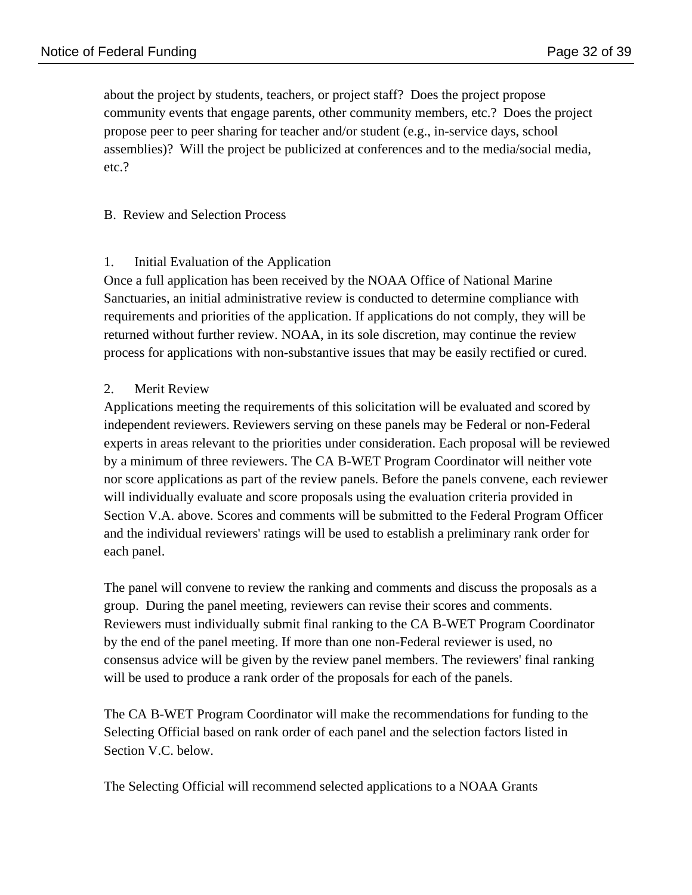about the project by students, teachers, or project staff? Does the project propose community events that engage parents, other community members, etc.? Does the project propose peer to peer sharing for teacher and/or student (e.g., in-service days, school assemblies)? Will the project be publicized at conferences and to the media/social media, etc.?

## B. Review and Selection Process

### 1. Initial Evaluation of the Application

Once a full application has been received by the NOAA Office of National Marine Sanctuaries, an initial administrative review is conducted to determine compliance with requirements and priorities of the application. If applications do not comply, they will be returned without further review. NOAA, in its sole discretion, may continue the review process for applications with non-substantive issues that may be easily rectified or cured.

### 2. Merit Review

Applications meeting the requirements of this solicitation will be evaluated and scored by independent reviewers. Reviewers serving on these panels may be Federal or non-Federal experts in areas relevant to the priorities under consideration. Each proposal will be reviewed by a minimum of three reviewers. The CA B-WET Program Coordinator will neither vote nor score applications as part of the review panels. Before the panels convene, each reviewer will individually evaluate and score proposals using the evaluation criteria provided in Section V.A. above. Scores and comments will be submitted to the Federal Program Officer and the individual reviewers' ratings will be used to establish a preliminary rank order for each panel.

The panel will convene to review the ranking and comments and discuss the proposals as a group. During the panel meeting, reviewers can revise their scores and comments. Reviewers must individually submit final ranking to the CA B-WET Program Coordinator by the end of the panel meeting. If more than one non-Federal reviewer is used, no consensus advice will be given by the review panel members. The reviewers' final ranking will be used to produce a rank order of the proposals for each of the panels.

The CA B-WET Program Coordinator will make the recommendations for funding to the Selecting Official based on rank order of each panel and the selection factors listed in Section V.C. below.

The Selecting Official will recommend selected applications to a NOAA Grants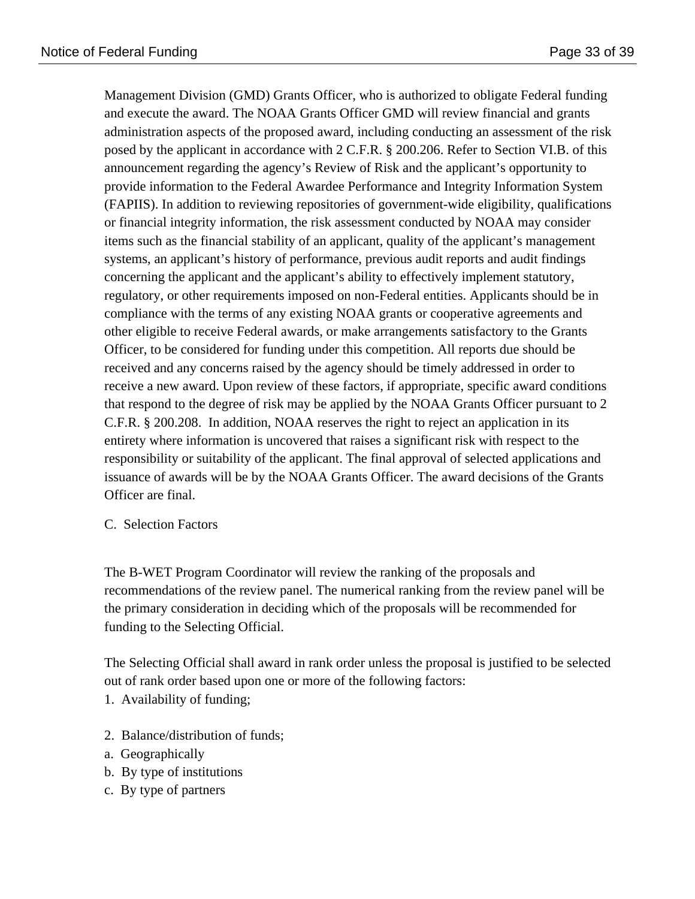Management Division (GMD) Grants Officer, who is authorized to obligate Federal funding and execute the award. The NOAA Grants Officer GMD will review financial and grants administration aspects of the proposed award, including conducting an assessment of the risk posed by the applicant in accordance with 2 C.F.R. § 200.206. Refer to Section VI.B. of this announcement regarding the agency's Review of Risk and the applicant's opportunity to provide information to the Federal Awardee Performance and Integrity Information System (FAPIIS). In addition to reviewing repositories of government-wide eligibility, qualifications or financial integrity information, the risk assessment conducted by NOAA may consider items such as the financial stability of an applicant, quality of the applicant's management systems, an applicant's history of performance, previous audit reports and audit findings concerning the applicant and the applicant's ability to effectively implement statutory, regulatory, or other requirements imposed on non-Federal entities. Applicants should be in compliance with the terms of any existing NOAA grants or cooperative agreements and other eligible to receive Federal awards, or make arrangements satisfactory to the Grants Officer, to be considered for funding under this competition. All reports due should be received and any concerns raised by the agency should be timely addressed in order to receive a new award. Upon review of these factors, if appropriate, specific award conditions that respond to the degree of risk may be applied by the NOAA Grants Officer pursuant to 2 C.F.R. § 200.208. In addition, NOAA reserves the right to reject an application in its entirety where information is uncovered that raises a significant risk with respect to the responsibility or suitability of the applicant. The final approval of selected applications and issuance of awards will be by the NOAA Grants Officer. The award decisions of the Grants Officer are final.

C. Selection Factors

The B-WET Program Coordinator will review the ranking of the proposals and recommendations of the review panel. The numerical ranking from the review panel will be the primary consideration in deciding which of the proposals will be recommended for funding to the Selecting Official.

The Selecting Official shall award in rank order unless the proposal is justified to be selected out of rank order based upon one or more of the following factors:

1. Availability of funding;

2. Balance/distribution of funds;

a. Geographically

b. By type of institutions

c. By type of partners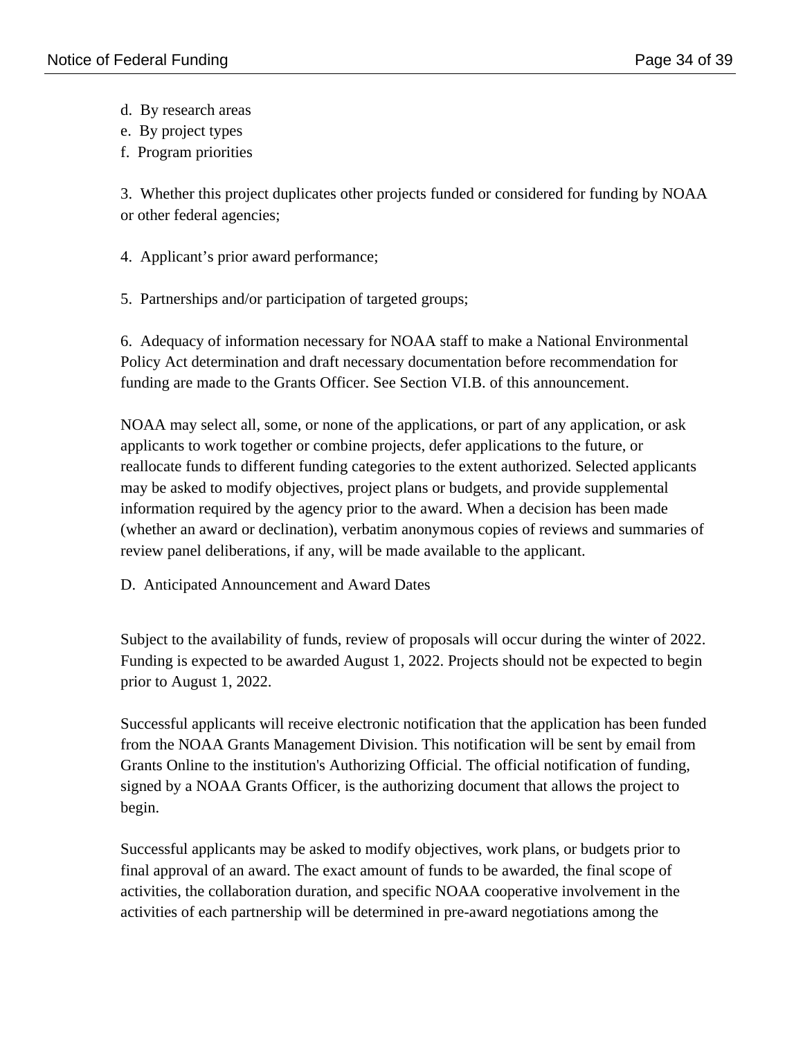d. By research areas
e. By project types
f. Program priorities

3. Whether this project duplicates other projects funded or considered for funding by NOAA or other federal agencies;

4. Applicant's prior award performance;

5. Partnerships and/or participation of targeted groups;

6. Adequacy of information necessary for NOAA staff to make a National Environmental Policy Act determination and draft necessary documentation before recommendation for funding are made to the Grants Officer. See Section VI.B. of this announcement.

NOAA may select all, some, or none of the applications, or part of any application, or ask applicants to work together or combine projects, defer applications to the future, or reallocate funds to different funding categories to the extent authorized. Selected applicants may be asked to modify objectives, project plans or budgets, and provide supplemental information required by the agency prior to the award. When a decision has been made (whether an award or declination), verbatim anonymous copies of reviews and summaries of review panel deliberations, if any, will be made available to the applicant.

D. Anticipated Announcement and Award Dates

Subject to the availability of funds, review of proposals will occur during the winter of 2022. Funding is expected to be awarded August 1, 2022. Projects should not be expected to begin prior to August 1, 2022.

Successful applicants will receive electronic notification that the application has been funded from the NOAA Grants Management Division. This notification will be sent by email from Grants Online to the institution's Authorizing Official. The official notification of funding, signed by a NOAA Grants Officer, is the authorizing document that allows the project to begin.

Successful applicants may be asked to modify objectives, work plans, or budgets prior to final approval of an award. The exact amount of funds to be awarded, the final scope of activities, the collaboration duration, and specific NOAA cooperative involvement in the activities of each partnership will be determined in pre-award negotiations among the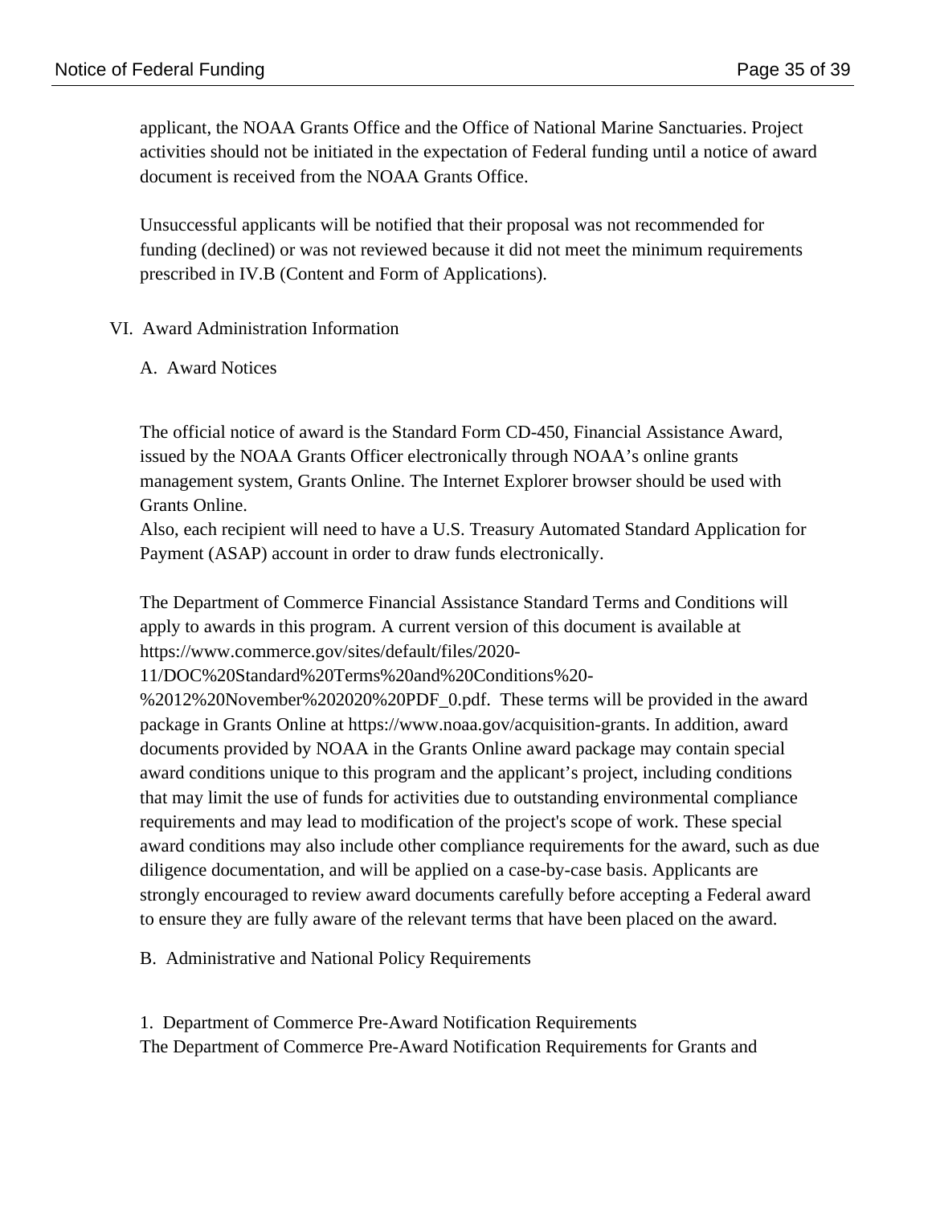applicant, the NOAA Grants Office and the Office of National Marine Sanctuaries. Project activities should not be initiated in the expectation of Federal funding until a notice of award document is received from the NOAA Grants Office.

Unsuccessful applicants will be notified that their proposal was not recommended for funding (declined) or was not reviewed because it did not meet the minimum requirements prescribed in IV.B (Content and Form of Applications).

## VI. Award Administration Information

### A. Award Notices

The official notice of award is the Standard Form CD-450, Financial Assistance Award, issued by the NOAA Grants Officer electronically through NOAA's online grants management system, Grants Online. The Internet Explorer browser should be used with Grants Online.
Also, each recipient will need to have a U.S. Treasury Automated Standard Application for Payment (ASAP) account in order to draw funds electronically.

The Department of Commerce Financial Assistance Standard Terms and Conditions will apply to awards in this program. A current version of this document is available at https://www.commerce.gov/sites/default/files/2020-11/DOC%20Standard%20Terms%20and%20Conditions%20-%2012%20November%202020%20PDF_0.pdf. These terms will be provided in the award package in Grants Online at https://www.noaa.gov/acquisition-grants. In addition, award documents provided by NOAA in the Grants Online award package may contain special award conditions unique to this program and the applicant's project, including conditions that may limit the use of funds for activities due to outstanding environmental compliance requirements and may lead to modification of the project's scope of work. These special award conditions may also include other compliance requirements for the award, such as due diligence documentation, and will be applied on a case-by-case basis. Applicants are strongly encouraged to review award documents carefully before accepting a Federal award to ensure they are fully aware of the relevant terms that have been placed on the award.

### B. Administrative and National Policy Requirements

1. Department of Commerce Pre-Award Notification Requirements
The Department of Commerce Pre-Award Notification Requirements for Grants and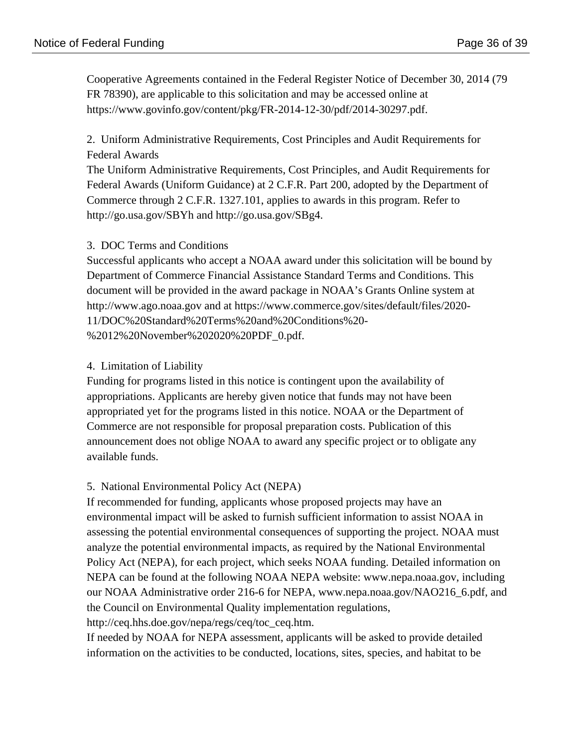Cooperative Agreements contained in the Federal Register Notice of December 30, 2014 (79 FR 78390), are applicable to this solicitation and may be accessed online at https://www.govinfo.gov/content/pkg/FR-2014-12-30/pdf/2014-30297.pdf.

2. Uniform Administrative Requirements, Cost Principles and Audit Requirements for Federal Awards

The Uniform Administrative Requirements, Cost Principles, and Audit Requirements for Federal Awards (Uniform Guidance) at 2 C.F.R. Part 200, adopted by the Department of Commerce through 2 C.F.R. 1327.101, applies to awards in this program. Refer to http://go.usa.gov/SBYh and http://go.usa.gov/SBg4.

3. DOC Terms and Conditions

Successful applicants who accept a NOAA award under this solicitation will be bound by Department of Commerce Financial Assistance Standard Terms and Conditions. This document will be provided in the award package in NOAA's Grants Online system at http://www.ago.noaa.gov and at https://www.commerce.gov/sites/default/files/2020-11/DOC%20Standard%20Terms%20and%20Conditions%20-%2012%20November%202020%20PDF_0.pdf.

4. Limitation of Liability

Funding for programs listed in this notice is contingent upon the availability of appropriations. Applicants are hereby given notice that funds may not have been appropriated yet for the programs listed in this notice. NOAA or the Department of Commerce are not responsible for proposal preparation costs. Publication of this announcement does not oblige NOAA to award any specific project or to obligate any available funds.

5. National Environmental Policy Act (NEPA)

If recommended for funding, applicants whose proposed projects may have an environmental impact will be asked to furnish sufficient information to assist NOAA in assessing the potential environmental consequences of supporting the project. NOAA must analyze the potential environmental impacts, as required by the National Environmental Policy Act (NEPA), for each project, which seeks NOAA funding. Detailed information on NEPA can be found at the following NOAA NEPA website: www.nepa.noaa.gov, including our NOAA Administrative order 216-6 for NEPA, www.nepa.noaa.gov/NAO216_6.pdf, and the Council on Environmental Quality implementation regulations, http://ceq.hhs.doe.gov/nepa/regs/ceq/toc_ceq.htm.

If needed by NOAA for NEPA assessment, applicants will be asked to provide detailed information on the activities to be conducted, locations, sites, species, and habitat to be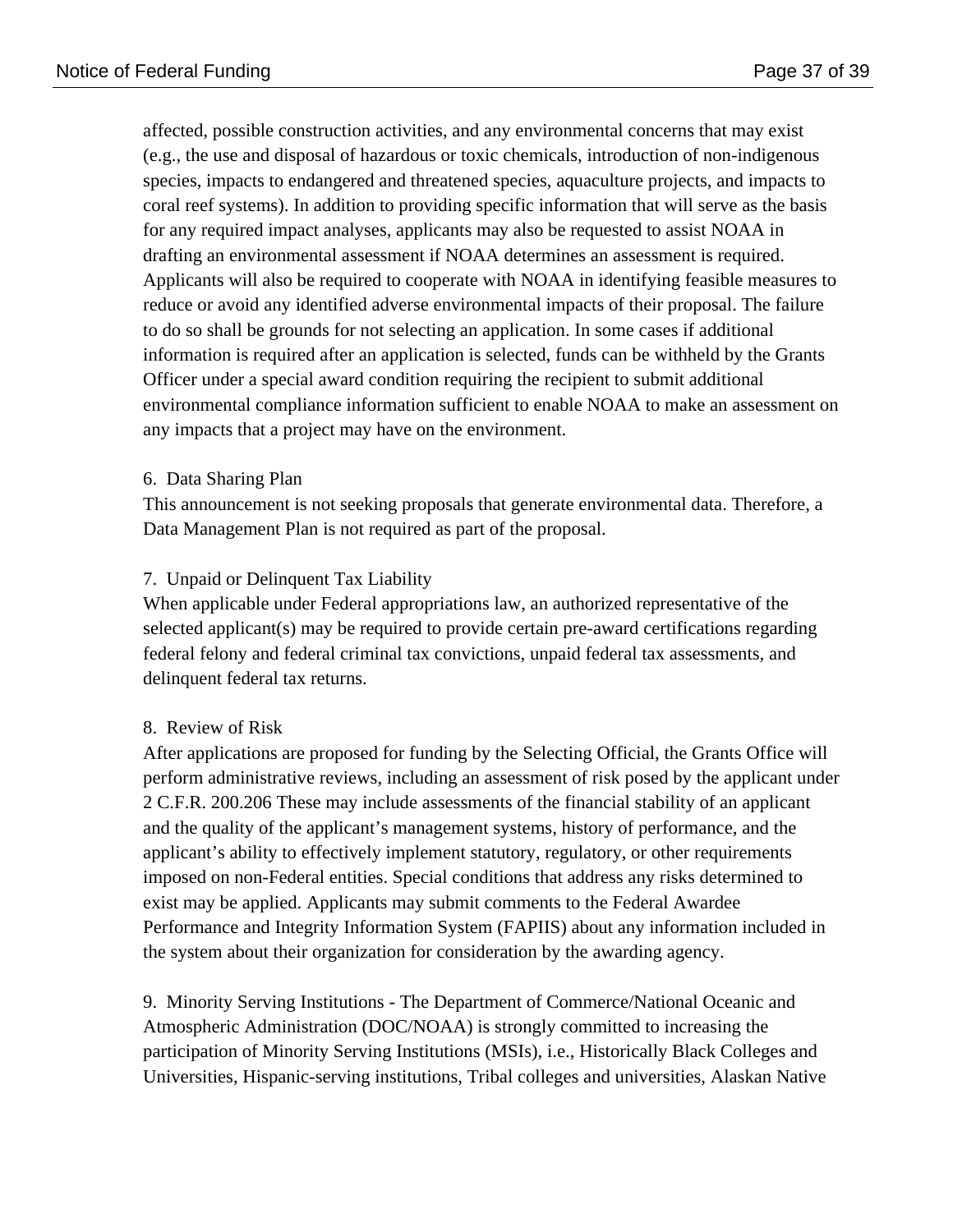affected, possible construction activities, and any environmental concerns that may exist (e.g., the use and disposal of hazardous or toxic chemicals, introduction of non-indigenous species, impacts to endangered and threatened species, aquaculture projects, and impacts to coral reef systems). In addition to providing specific information that will serve as the basis for any required impact analyses, applicants may also be requested to assist NOAA in drafting an environmental assessment if NOAA determines an assessment is required. Applicants will also be required to cooperate with NOAA in identifying feasible measures to reduce or avoid any identified adverse environmental impacts of their proposal. The failure to do so shall be grounds for not selecting an application. In some cases if additional information is required after an application is selected, funds can be withheld by the Grants Officer under a special award condition requiring the recipient to submit additional environmental compliance information sufficient to enable NOAA to make an assessment on any impacts that a project may have on the environment.

6. Data Sharing Plan
This announcement is not seeking proposals that generate environmental data. Therefore, a Data Management Plan is not required as part of the proposal.

7. Unpaid or Delinquent Tax Liability
When applicable under Federal appropriations law, an authorized representative of the selected applicant(s) may be required to provide certain pre-award certifications regarding federal felony and federal criminal tax convictions, unpaid federal tax assessments, and delinquent federal tax returns.

8. Review of Risk
After applications are proposed for funding by the Selecting Official, the Grants Office will perform administrative reviews, including an assessment of risk posed by the applicant under 2 C.F.R. 200.206 These may include assessments of the financial stability of an applicant and the quality of the applicant's management systems, history of performance, and the applicant's ability to effectively implement statutory, regulatory, or other requirements imposed on non-Federal entities. Special conditions that address any risks determined to exist may be applied. Applicants may submit comments to the Federal Awardee Performance and Integrity Information System (FAPIIS) about any information included in the system about their organization for consideration by the awarding agency.

9. Minority Serving Institutions - The Department of Commerce/National Oceanic and Atmospheric Administration (DOC/NOAA) is strongly committed to increasing the participation of Minority Serving Institutions (MSIs), i.e., Historically Black Colleges and Universities, Hispanic-serving institutions, Tribal colleges and universities, Alaskan Native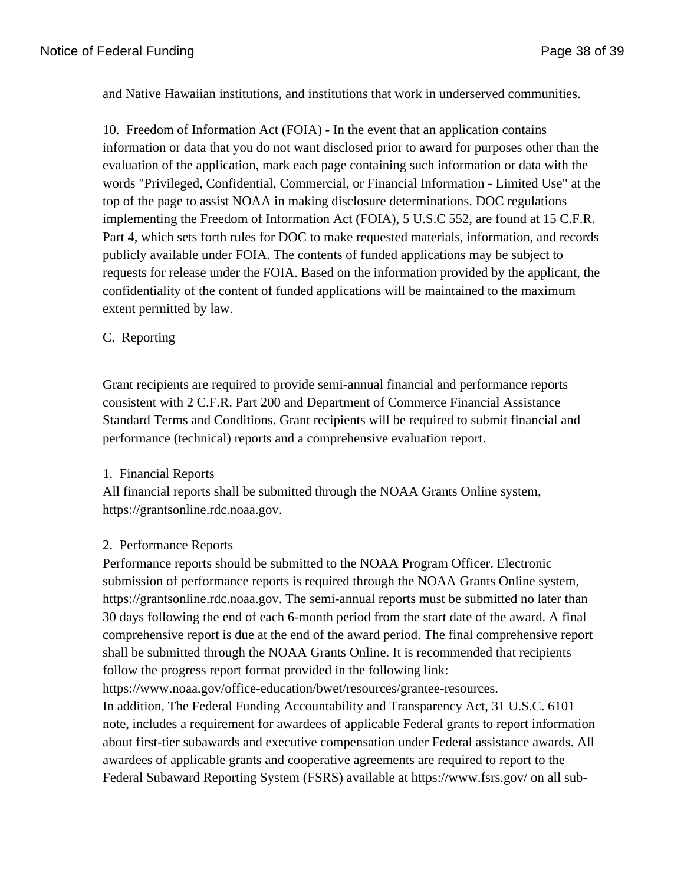and Native Hawaiian institutions, and institutions that work in underserved communities.

10. Freedom of Information Act (FOIA) - In the event that an application contains information or data that you do not want disclosed prior to award for purposes other than the evaluation of the application, mark each page containing such information or data with the words "Privileged, Confidential, Commercial, or Financial Information - Limited Use" at the top of the page to assist NOAA in making disclosure determinations. DOC regulations implementing the Freedom of Information Act (FOIA), 5 U.S.C 552, are found at 15 C.F.R. Part 4, which sets forth rules for DOC to make requested materials, information, and records publicly available under FOIA. The contents of funded applications may be subject to requests for release under the FOIA. Based on the information provided by the applicant, the confidentiality of the content of funded applications will be maintained to the maximum extent permitted by law.

C. Reporting

Grant recipients are required to provide semi-annual financial and performance reports consistent with 2 C.F.R. Part 200 and Department of Commerce Financial Assistance Standard Terms and Conditions. Grant recipients will be required to submit financial and performance (technical) reports and a comprehensive evaluation report.

1. Financial Reports
All financial reports shall be submitted through the NOAA Grants Online system, https://grantsonline.rdc.noaa.gov.

2. Performance Reports
Performance reports should be submitted to the NOAA Program Officer. Electronic submission of performance reports is required through the NOAA Grants Online system, https://grantsonline.rdc.noaa.gov. The semi-annual reports must be submitted no later than 30 days following the end of each 6-month period from the start date of the award. A final comprehensive report is due at the end of the award period. The final comprehensive report shall be submitted through the NOAA Grants Online. It is recommended that recipients follow the progress report format provided in the following link: https://www.noaa.gov/office-education/bwet/resources/grantee-resources.
In addition, The Federal Funding Accountability and Transparency Act, 31 U.S.C. 6101 note, includes a requirement for awardees of applicable Federal grants to report information about first-tier subawards and executive compensation under Federal assistance awards. All awardees of applicable grants and cooperative agreements are required to report to the Federal Subaward Reporting System (FSRS) available at https://www.fsrs.gov/ on all sub-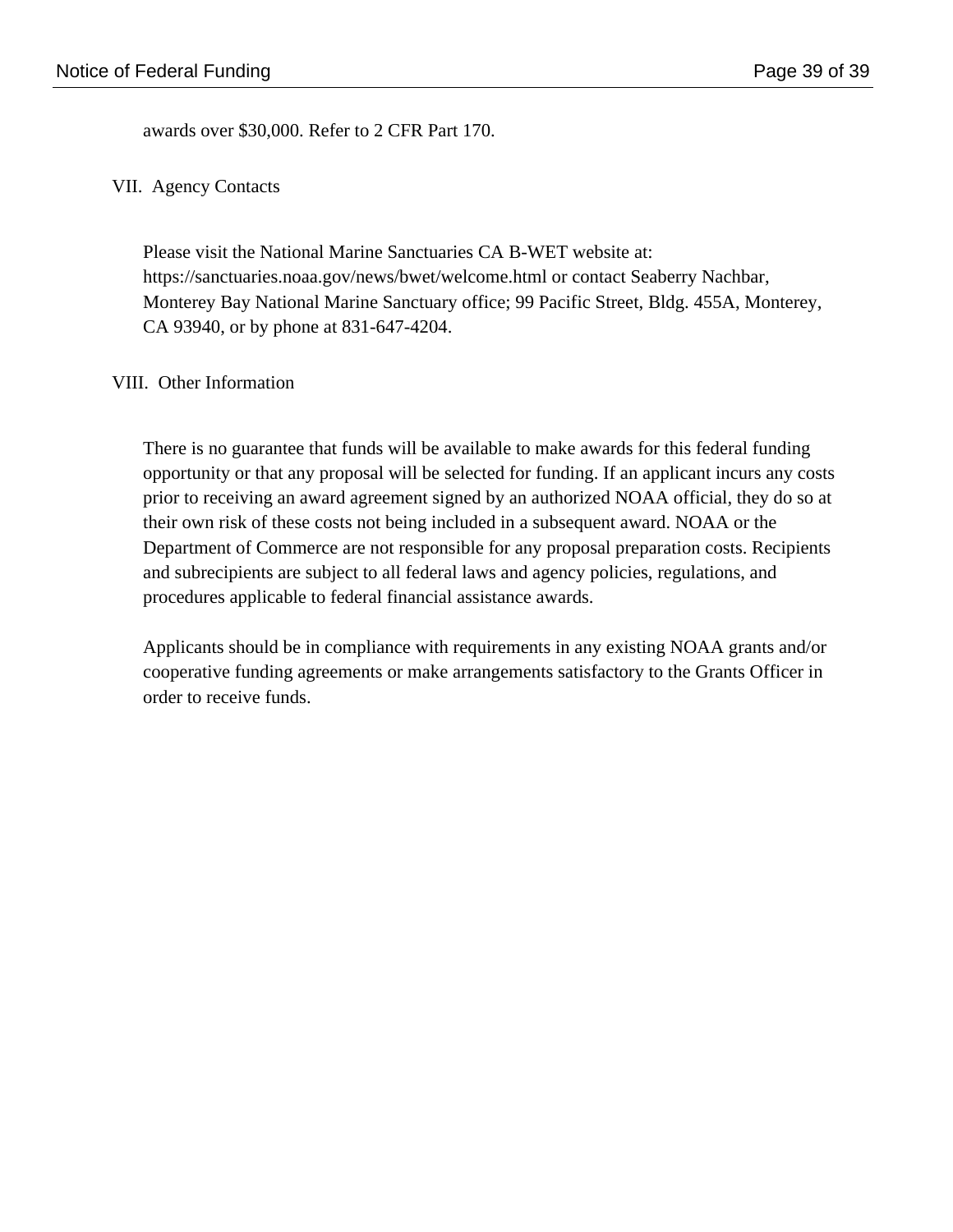awards over $30,000. Refer to 2 CFR Part 170.

## VII. Agency Contacts

Please visit the National Marine Sanctuaries CA B-WET website at: https://sanctuaries.noaa.gov/news/bwet/welcome.html or contact Seaberry Nachbar, Monterey Bay National Marine Sanctuary office; 99 Pacific Street, Bldg. 455A, Monterey, CA 93940, or by phone at 831-647-4204.

## VIII. Other Information

There is no guarantee that funds will be available to make awards for this federal funding opportunity or that any proposal will be selected for funding. If an applicant incurs any costs prior to receiving an award agreement signed by an authorized NOAA official, they do so at their own risk of these costs not being included in a subsequent award. NOAA or the Department of Commerce are not responsible for any proposal preparation costs. Recipients and subrecipients are subject to all federal laws and agency policies, regulations, and procedures applicable to federal financial assistance awards.

Applicants should be in compliance with requirements in any existing NOAA grants and/or cooperative funding agreements or make arrangements satisfactory to the Grants Officer in order to receive funds.